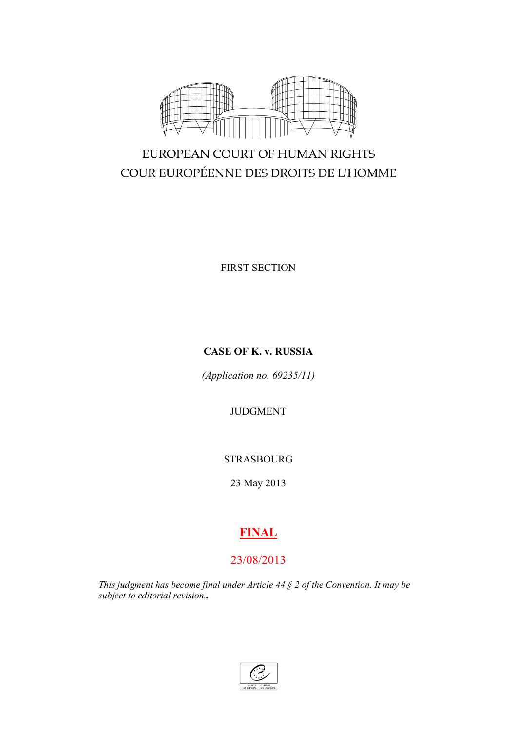EUROPEAN COURT OF HUMAN RIGHTS

COUR EUROPÉENNE DES DROITS DE L'HOMME

FIRST SECTION

**CASE OF K. v. RUSSIA**

*(Application no. 69235/11)*

JUDGMENT

STRASBOURG

23 May 2013

**FINAL**

23/08/2013

*This judgment has become final under Article 44 § 2 of the Convention. It may be subject to editorial revision.*.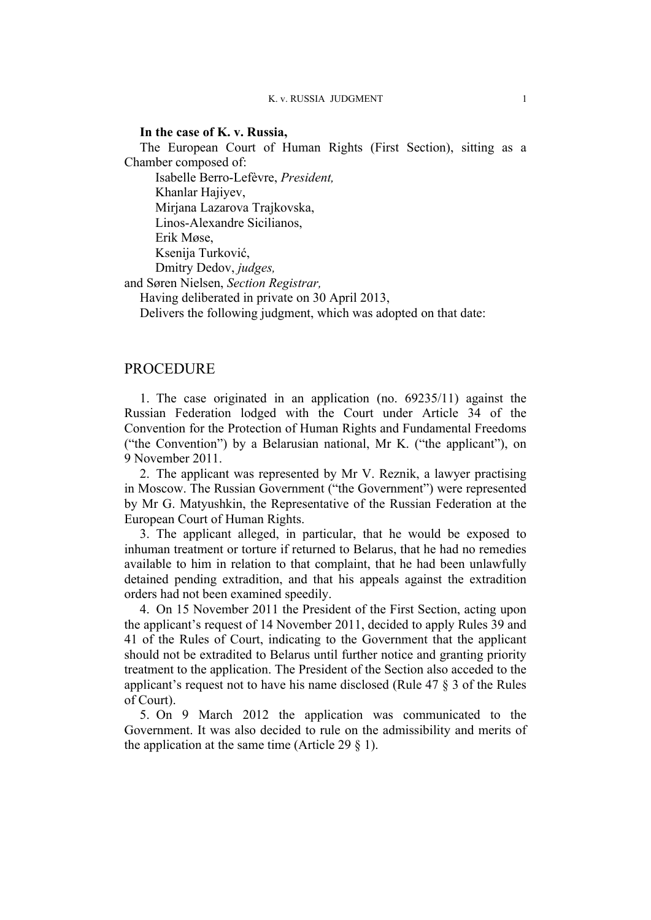**In the case of K. v. Russia,**

The European Court of Human Rights (First Section), sitting as a Chamber composed of:

Isabelle Berro-Lefèvre, *President,*
Khanlar Hajiyev,
Mirjana Lazarova Trajkovska,
Linos-Alexandre Sicilianos,
Erik Møse,
Ksenija Turković,
Dmitry Dedov, *judges,*
and Søren Nielsen, *Section Registrar,*

Having deliberated in private on 30 April 2013,

Delivers the following judgment, which was adopted on that date:

# PROCEDURE

1. The case originated in an application (no. 69235/11) against the Russian Federation lodged with the Court under Article 34 of the Convention for the Protection of Human Rights and Fundamental Freedoms ("the Convention") by a Belarusian national, Mr K. ("the applicant"), on 9 November 2011.

2. The applicant was represented by Mr V. Reznik, a lawyer practising in Moscow. The Russian Government ("the Government") were represented by Mr G. Matyushkin, the Representative of the Russian Federation at the European Court of Human Rights.

3. The applicant alleged, in particular, that he would be exposed to inhuman treatment or torture if returned to Belarus, that he had no remedies available to him in relation to that complaint, that he had been unlawfully detained pending extradition, and that his appeals against the extradition orders had not been examined speedily.

4. On 15 November 2011 the President of the First Section, acting upon the applicant's request of 14 November 2011, decided to apply Rules 39 and 41 of the Rules of Court, indicating to the Government that the applicant should not be extradited to Belarus until further notice and granting priority treatment to the application. The President of the Section also acceded to the applicant's request not to have his name disclosed (Rule 47 § 3 of the Rules of Court).

5. On 9 March 2012 the application was communicated to the Government. It was also decided to rule on the admissibility and merits of the application at the same time (Article 29 § 1).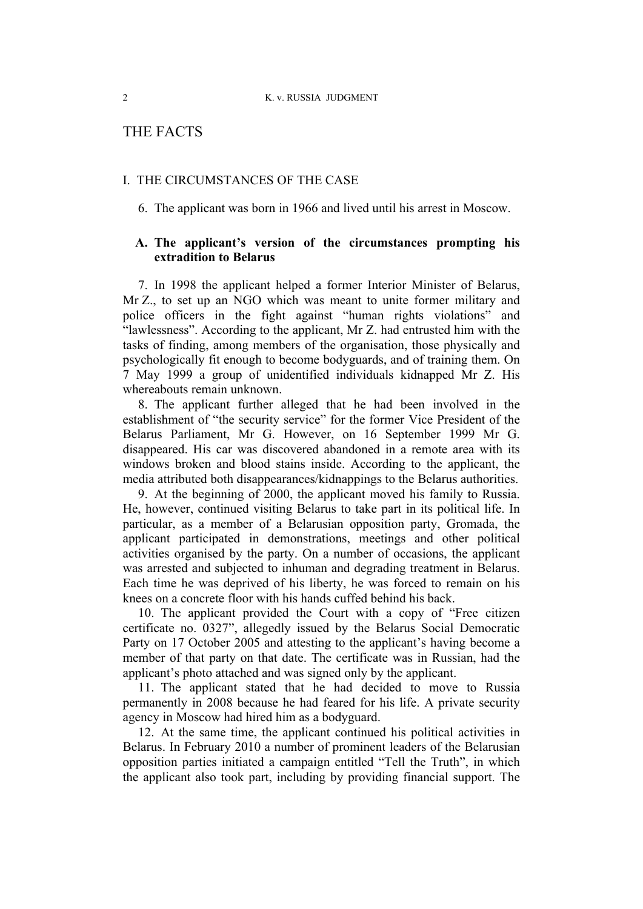# THE FACTS

## I. THE CIRCUMSTANCES OF THE CASE

6. The applicant was born in 1966 and lived until his arrest in Moscow.

### A. The applicant's version of the circumstances prompting his extradition to Belarus

7. In 1998 the applicant helped a former Interior Minister of Belarus, Mr Z., to set up an NGO which was meant to unite former military and police officers in the fight against "human rights violations" and "lawlessness". According to the applicant, Mr Z. had entrusted him with the tasks of finding, among members of the organisation, those physically and psychologically fit enough to become bodyguards, and of training them. On 7 May 1999 a group of unidentified individuals kidnapped Mr Z. His whereabouts remain unknown.

8. The applicant further alleged that he had been involved in the establishment of "the security service" for the former Vice President of the Belarus Parliament, Mr G. However, on 16 September 1999 Mr G. disappeared. His car was discovered abandoned in a remote area with its windows broken and blood stains inside. According to the applicant, the media attributed both disappearances/kidnappings to the Belarus authorities.

9. At the beginning of 2000, the applicant moved his family to Russia. He, however, continued visiting Belarus to take part in its political life. In particular, as a member of a Belarusian opposition party, Gromada, the applicant participated in demonstrations, meetings and other political activities organised by the party. On a number of occasions, the applicant was arrested and subjected to inhuman and degrading treatment in Belarus. Each time he was deprived of his liberty, he was forced to remain on his knees on a concrete floor with his hands cuffed behind his back.

10. The applicant provided the Court with a copy of "Free citizen certificate no. 0327", allegedly issued by the Belarus Social Democratic Party on 17 October 2005 and attesting to the applicant's having become a member of that party on that date. The certificate was in Russian, had the applicant's photo attached and was signed only by the applicant.

11. The applicant stated that he had decided to move to Russia permanently in 2008 because he had feared for his life. A private security agency in Moscow had hired him as a bodyguard.

12. At the same time, the applicant continued his political activities in Belarus. In February 2010 a number of prominent leaders of the Belarusian opposition parties initiated a campaign entitled "Tell the Truth", in which the applicant also took part, including by providing financial support. The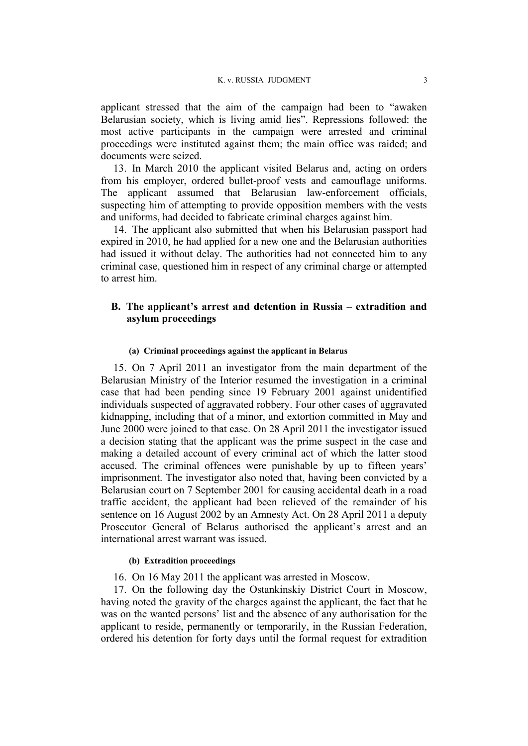applicant stressed that the aim of the campaign had been to "awaken Belarusian society, which is living amid lies". Repressions followed: the most active participants in the campaign were arrested and criminal proceedings were instituted against them; the main office was raided; and documents were seized.

13. In March 2010 the applicant visited Belarus and, acting on orders from his employer, ordered bullet-proof vests and camouflage uniforms. The applicant assumed that Belarusian law-enforcement officials, suspecting him of attempting to provide opposition members with the vests and uniforms, had decided to fabricate criminal charges against him.

14. The applicant also submitted that when his Belarusian passport had expired in 2010, he had applied for a new one and the Belarusian authorities had issued it without delay. The authorities had not connected him to any criminal case, questioned him in respect of any criminal charge or attempted to arrest him.

## B. The applicant's arrest and detention in Russia – extradition and asylum proceedings

#### (a) Criminal proceedings against the applicant in Belarus

15. On 7 April 2011 an investigator from the main department of the Belarusian Ministry of the Interior resumed the investigation in a criminal case that had been pending since 19 February 2001 against unidentified individuals suspected of aggravated robbery. Four other cases of aggravated kidnapping, including that of a minor, and extortion committed in May and June 2000 were joined to that case. On 28 April 2011 the investigator issued a decision stating that the applicant was the prime suspect in the case and making a detailed account of every criminal act of which the latter stood accused. The criminal offences were punishable by up to fifteen years' imprisonment. The investigator also noted that, having been convicted by a Belarusian court on 7 September 2001 for causing accidental death in a road traffic accident, the applicant had been relieved of the remainder of his sentence on 16 August 2002 by an Amnesty Act. On 28 April 2011 a deputy Prosecutor General of Belarus authorised the applicant's arrest and an international arrest warrant was issued.

#### (b) Extradition proceedings

16. On 16 May 2011 the applicant was arrested in Moscow.

17. On the following day the Ostankinskiy District Court in Moscow, having noted the gravity of the charges against the applicant, the fact that he was on the wanted persons' list and the absence of any authorisation for the applicant to reside, permanently or temporarily, in the Russian Federation, ordered his detention for forty days until the formal request for extradition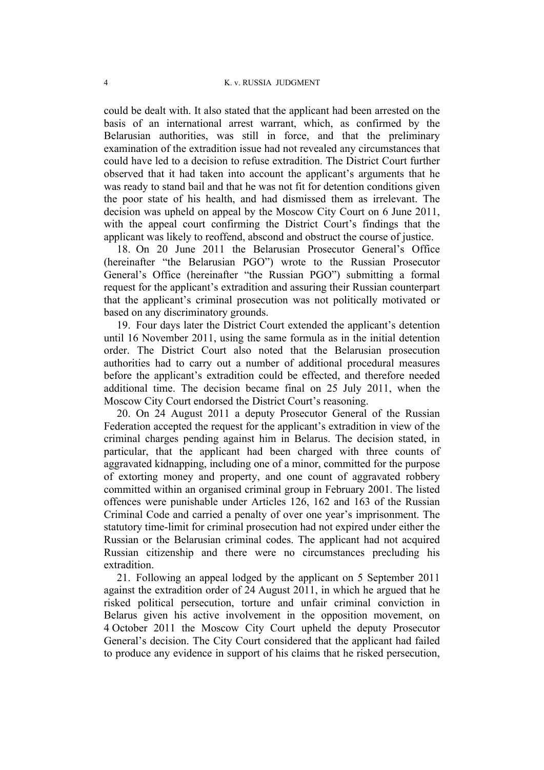could be dealt with. It also stated that the applicant had been arrested on the basis of an international arrest warrant, which, as confirmed by the Belarusian authorities, was still in force, and that the preliminary examination of the extradition issue had not revealed any circumstances that could have led to a decision to refuse extradition. The District Court further observed that it had taken into account the applicant's arguments that he was ready to stand bail and that he was not fit for detention conditions given the poor state of his health, and had dismissed them as irrelevant. The decision was upheld on appeal by the Moscow City Court on 6 June 2011, with the appeal court confirming the District Court's findings that the applicant was likely to reoffend, abscond and obstruct the course of justice.

18. On 20 June 2011 the Belarusian Prosecutor General's Office (hereinafter "the Belarusian PGO") wrote to the Russian Prosecutor General's Office (hereinafter "the Russian PGO") submitting a formal request for the applicant's extradition and assuring their Russian counterpart that the applicant's criminal prosecution was not politically motivated or based on any discriminatory grounds.

19. Four days later the District Court extended the applicant's detention until 16 November 2011, using the same formula as in the initial detention order. The District Court also noted that the Belarusian prosecution authorities had to carry out a number of additional procedural measures before the applicant's extradition could be effected, and therefore needed additional time. The decision became final on 25 July 2011, when the Moscow City Court endorsed the District Court's reasoning.

20. On 24 August 2011 a deputy Prosecutor General of the Russian Federation accepted the request for the applicant's extradition in view of the criminal charges pending against him in Belarus. The decision stated, in particular, that the applicant had been charged with three counts of aggravated kidnapping, including one of a minor, committed for the purpose of extorting money and property, and one count of aggravated robbery committed within an organised criminal group in February 2001. The listed offences were punishable under Articles 126, 162 and 163 of the Russian Criminal Code and carried a penalty of over one year's imprisonment. The statutory time-limit for criminal prosecution had not expired under either the Russian or the Belarusian criminal codes. The applicant had not acquired Russian citizenship and there were no circumstances precluding his extradition.

21. Following an appeal lodged by the applicant on 5 September 2011 against the extradition order of 24 August 2011, in which he argued that he risked political persecution, torture and unfair criminal conviction in Belarus given his active involvement in the opposition movement, on 4 October 2011 the Moscow City Court upheld the deputy Prosecutor General's decision. The City Court considered that the applicant had failed to produce any evidence in support of his claims that he risked persecution,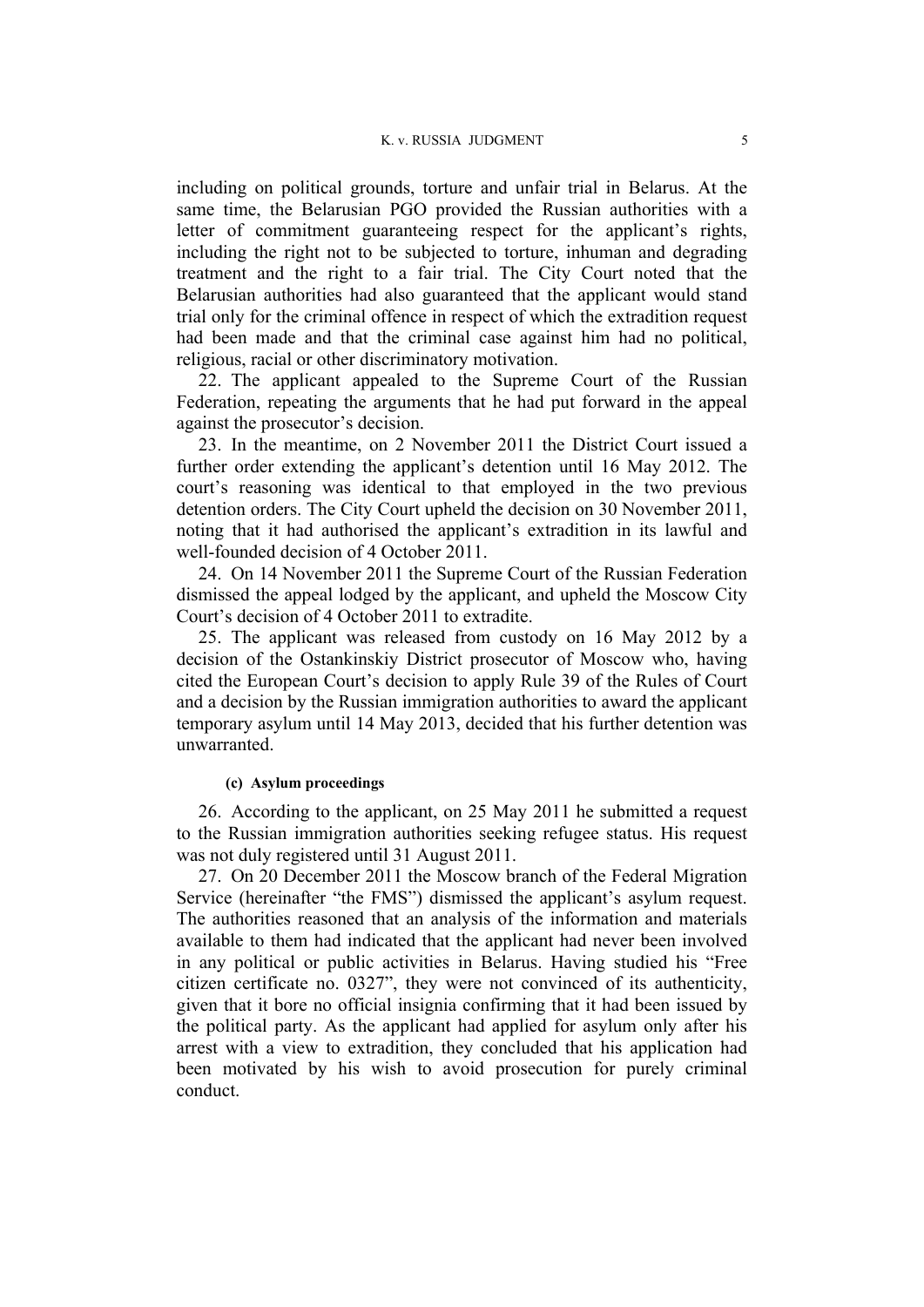including on political grounds, torture and unfair trial in Belarus. At the same time, the Belarusian PGO provided the Russian authorities with a letter of commitment guaranteeing respect for the applicant's rights, including the right not to be subjected to torture, inhuman and degrading treatment and the right to a fair trial. The City Court noted that the Belarusian authorities had also guaranteed that the applicant would stand trial only for the criminal offence in respect of which the extradition request had been made and that the criminal case against him had no political, religious, racial or other discriminatory motivation.

22. The applicant appealed to the Supreme Court of the Russian Federation, repeating the arguments that he had put forward in the appeal against the prosecutor's decision.

23. In the meantime, on 2 November 2011 the District Court issued a further order extending the applicant's detention until 16 May 2012. The court's reasoning was identical to that employed in the two previous detention orders. The City Court upheld the decision on 30 November 2011, noting that it had authorised the applicant's extradition in its lawful and well-founded decision of 4 October 2011.

24. On 14 November 2011 the Supreme Court of the Russian Federation dismissed the appeal lodged by the applicant, and upheld the Moscow City Court's decision of 4 October 2011 to extradite.

25. The applicant was released from custody on 16 May 2012 by a decision of the Ostankinskiy District prosecutor of Moscow who, having cited the European Court's decision to apply Rule 39 of the Rules of Court and a decision by the Russian immigration authorities to award the applicant temporary asylum until 14 May 2013, decided that his further detention was unwarranted.

#### (c) Asylum proceedings

26. According to the applicant, on 25 May 2011 he submitted a request to the Russian immigration authorities seeking refugee status. His request was not duly registered until 31 August 2011.

27. On 20 December 2011 the Moscow branch of the Federal Migration Service (hereinafter "the FMS") dismissed the applicant's asylum request. The authorities reasoned that an analysis of the information and materials available to them had indicated that the applicant had never been involved in any political or public activities in Belarus. Having studied his "Free citizen certificate no. 0327", they were not convinced of its authenticity, given that it bore no official insignia confirming that it had been issued by the political party. As the applicant had applied for asylum only after his arrest with a view to extradition, they concluded that his application had been motivated by his wish to avoid prosecution for purely criminal conduct.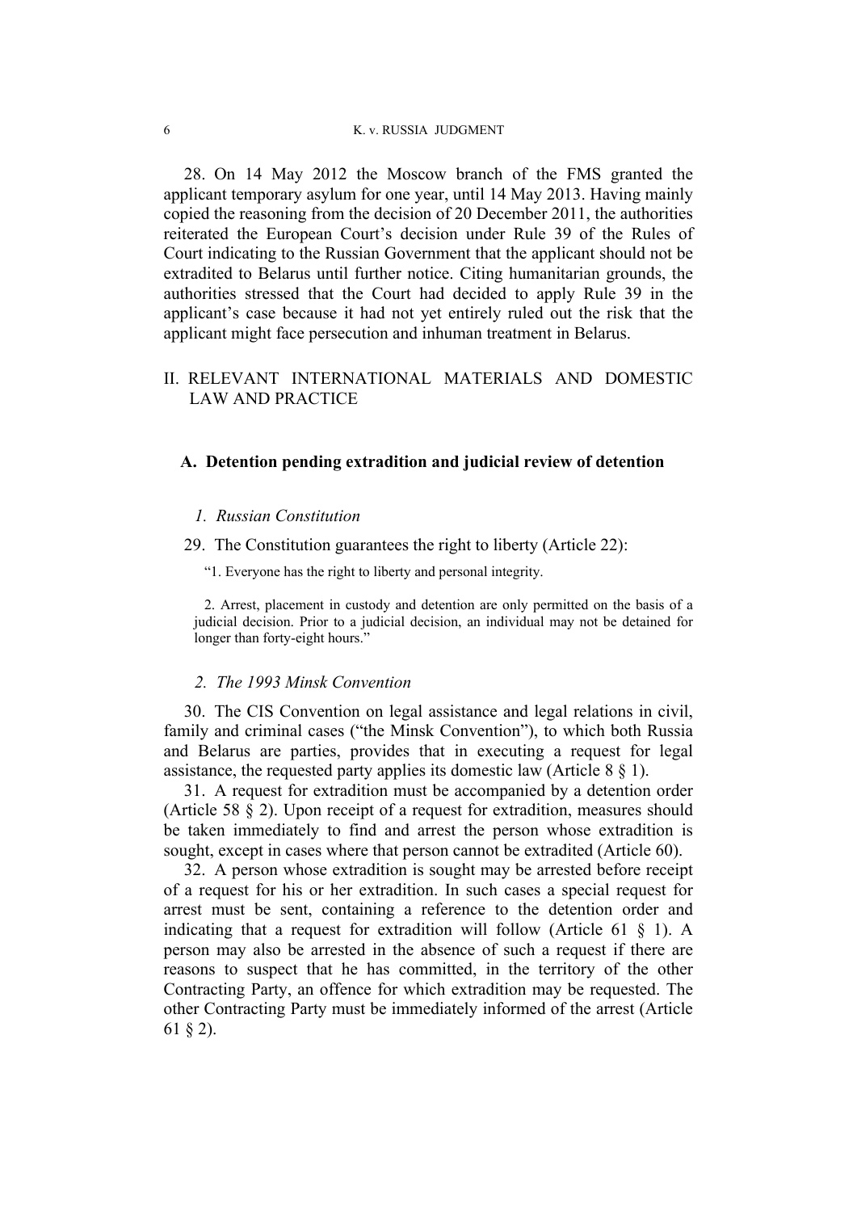28. On 14 May 2012 the Moscow branch of the FMS granted the applicant temporary asylum for one year, until 14 May 2013. Having mainly copied the reasoning from the decision of 20 December 2011, the authorities reiterated the European Court's decision under Rule 39 of the Rules of Court indicating to the Russian Government that the applicant should not be extradited to Belarus until further notice. Citing humanitarian grounds, the authorities stressed that the Court had decided to apply Rule 39 in the applicant's case because it had not yet entirely ruled out the risk that the applicant might face persecution and inhuman treatment in Belarus.

## II. RELEVANT INTERNATIONAL MATERIALS AND DOMESTIC LAW AND PRACTICE

### A. Detention pending extradition and judicial review of detention

#### *1. Russian Constitution*

29. The Constitution guarantees the right to liberty (Article 22):

> "1. Everyone has the right to liberty and personal integrity.
>
> 2. Arrest, placement in custody and detention are only permitted on the basis of a judicial decision. Prior to a judicial decision, an individual may not be detained for longer than forty-eight hours."

#### *2. The 1993 Minsk Convention*

30. The CIS Convention on legal assistance and legal relations in civil, family and criminal cases ("the Minsk Convention"), to which both Russia and Belarus are parties, provides that in executing a request for legal assistance, the requested party applies its domestic law (Article 8 § 1).

31. A request for extradition must be accompanied by a detention order (Article 58 § 2). Upon receipt of a request for extradition, measures should be taken immediately to find and arrest the person whose extradition is sought, except in cases where that person cannot be extradited (Article 60).

32. A person whose extradition is sought may be arrested before receipt of a request for his or her extradition. In such cases a special request for arrest must be sent, containing a reference to the detention order and indicating that a request for extradition will follow (Article 61 § 1). A person may also be arrested in the absence of such a request if there are reasons to suspect that he has committed, in the territory of the other Contracting Party, an offence for which extradition may be requested. The other Contracting Party must be immediately informed of the arrest (Article 61 § 2).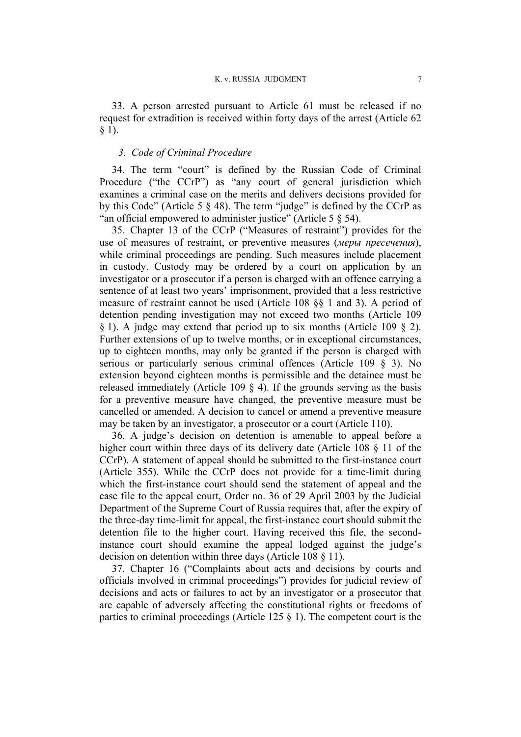33. A person arrested pursuant to Article 61 must be released if no request for extradition is received within forty days of the arrest (Article 62 § 1).

### *3. Code of Criminal Procedure*

34. The term "court" is defined by the Russian Code of Criminal Procedure ("the CCrP") as "any court of general jurisdiction which examines a criminal case on the merits and delivers decisions provided for by this Code" (Article 5 § 48). The term "judge" is defined by the CCrP as "an official empowered to administer justice" (Article 5 § 54).

35. Chapter 13 of the CCrP ("Measures of restraint") provides for the use of measures of restraint, or preventive measures (*меры пресечения*), while criminal proceedings are pending. Such measures include placement in custody. Custody may be ordered by a court on application by an investigator or a prosecutor if a person is charged with an offence carrying a sentence of at least two years' imprisonment, provided that a less restrictive measure of restraint cannot be used (Article 108 §§ 1 and 3). A period of detention pending investigation may not exceed two months (Article 109 § 1). A judge may extend that period up to six months (Article 109 § 2). Further extensions of up to twelve months, or in exceptional circumstances, up to eighteen months, may only be granted if the person is charged with serious or particularly serious criminal offences (Article 109 § 3). No extension beyond eighteen months is permissible and the detainee must be released immediately (Article 109 § 4). If the grounds serving as the basis for a preventive measure have changed, the preventive measure must be cancelled or amended. A decision to cancel or amend a preventive measure may be taken by an investigator, a prosecutor or a court (Article 110).

36. A judge's decision on detention is amenable to appeal before a higher court within three days of its delivery date (Article 108 § 11 of the CCrP). A statement of appeal should be submitted to the first-instance court (Article 355). While the CCrP does not provide for a time-limit during which the first-instance court should send the statement of appeal and the case file to the appeal court, Order no. 36 of 29 April 2003 by the Judicial Department of the Supreme Court of Russia requires that, after the expiry of the three-day time-limit for appeal, the first-instance court should submit the detention file to the higher court. Having received this file, the second-instance court should examine the appeal lodged against the judge's decision on detention within three days (Article 108 § 11).

37. Chapter 16 ("Complaints about acts and decisions by courts and officials involved in criminal proceedings") provides for judicial review of decisions and acts or failures to act by an investigator or a prosecutor that are capable of adversely affecting the constitutional rights or freedoms of parties to criminal proceedings (Article 125 § 1). The competent court is the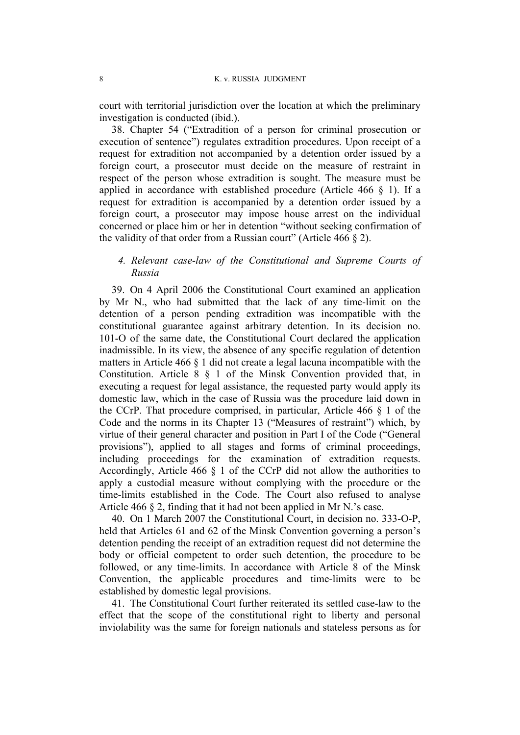court with territorial jurisdiction over the location at which the preliminary investigation is conducted (ibid.).

38. Chapter 54 ("Extradition of a person for criminal prosecution or execution of sentence") regulates extradition procedures. Upon receipt of a request for extradition not accompanied by a detention order issued by a foreign court, a prosecutor must decide on the measure of restraint in respect of the person whose extradition is sought. The measure must be applied in accordance with established procedure (Article 466 § 1). If a request for extradition is accompanied by a detention order issued by a foreign court, a prosecutor may impose house arrest on the individual concerned or place him or her in detention "without seeking confirmation of the validity of that order from a Russian court" (Article 466 § 2).

### *4. Relevant case-law of the Constitutional and Supreme Courts of Russia*

39. On 4 April 2006 the Constitutional Court examined an application by Mr N., who had submitted that the lack of any time-limit on the detention of a person pending extradition was incompatible with the constitutional guarantee against arbitrary detention. In its decision no. 101-O of the same date, the Constitutional Court declared the application inadmissible. In its view, the absence of any specific regulation of detention matters in Article 466 § 1 did not create a legal lacuna incompatible with the Constitution. Article 8 § 1 of the Minsk Convention provided that, in executing a request for legal assistance, the requested party would apply its domestic law, which in the case of Russia was the procedure laid down in the CCrP. That procedure comprised, in particular, Article 466 § 1 of the Code and the norms in its Chapter 13 ("Measures of restraint") which, by virtue of their general character and position in Part I of the Code ("General provisions"), applied to all stages and forms of criminal proceedings, including proceedings for the examination of extradition requests. Accordingly, Article 466 § 1 of the CCrP did not allow the authorities to apply a custodial measure without complying with the procedure or the time-limits established in the Code. The Court also refused to analyse Article 466 § 2, finding that it had not been applied in Mr N.'s case.

40. On 1 March 2007 the Constitutional Court, in decision no. 333-O-P, held that Articles 61 and 62 of the Minsk Convention governing a person's detention pending the receipt of an extradition request did not determine the body or official competent to order such detention, the procedure to be followed, or any time-limits. In accordance with Article 8 of the Minsk Convention, the applicable procedures and time-limits were to be established by domestic legal provisions.

41. The Constitutional Court further reiterated its settled case-law to the effect that the scope of the constitutional right to liberty and personal inviolability was the same for foreign nationals and stateless persons as for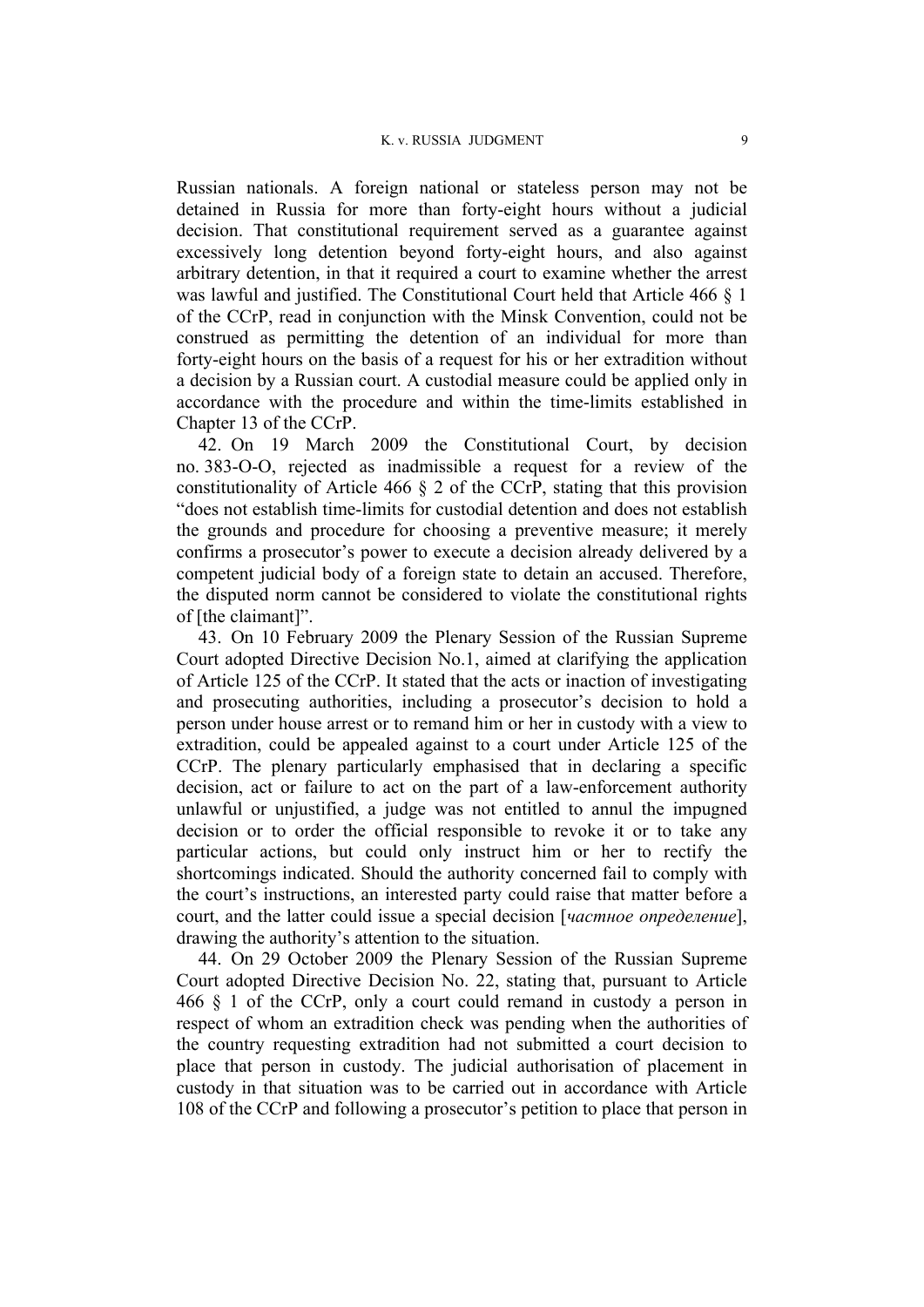Russian nationals. A foreign national or stateless person may not be detained in Russia for more than forty-eight hours without a judicial decision. That constitutional requirement served as a guarantee against excessively long detention beyond forty-eight hours, and also against arbitrary detention, in that it required a court to examine whether the arrest was lawful and justified. The Constitutional Court held that Article 466 § 1 of the CCrP, read in conjunction with the Minsk Convention, could not be construed as permitting the detention of an individual for more than forty-eight hours on the basis of a request for his or her extradition without a decision by a Russian court. A custodial measure could be applied only in accordance with the procedure and within the time-limits established in Chapter 13 of the CCrP.

42. On 19 March 2009 the Constitutional Court, by decision no. 383-O-O, rejected as inadmissible a request for a review of the constitutionality of Article 466 § 2 of the CCrP, stating that this provision "does not establish time-limits for custodial detention and does not establish the grounds and procedure for choosing a preventive measure; it merely confirms a prosecutor's power to execute a decision already delivered by a competent judicial body of a foreign state to detain an accused. Therefore, the disputed norm cannot be considered to violate the constitutional rights of [the claimant]".

43. On 10 February 2009 the Plenary Session of the Russian Supreme Court adopted Directive Decision No.1, aimed at clarifying the application of Article 125 of the CCrP. It stated that the acts or inaction of investigating and prosecuting authorities, including a prosecutor's decision to hold a person under house arrest or to remand him or her in custody with a view to extradition, could be appealed against to a court under Article 125 of the CCrP. The plenary particularly emphasised that in declaring a specific decision, act or failure to act on the part of a law-enforcement authority unlawful or unjustified, a judge was not entitled to annul the impugned decision or to order the official responsible to revoke it or to take any particular actions, but could only instruct him or her to rectify the shortcomings indicated. Should the authority concerned fail to comply with the court's instructions, an interested party could raise that matter before a court, and the latter could issue a special decision [*частное определение*], drawing the authority's attention to the situation.

44. On 29 October 2009 the Plenary Session of the Russian Supreme Court adopted Directive Decision No. 22, stating that, pursuant to Article 466 § 1 of the CCrP, only a court could remand in custody a person in respect of whom an extradition check was pending when the authorities of the country requesting extradition had not submitted a court decision to place that person in custody. The judicial authorisation of placement in custody in that situation was to be carried out in accordance with Article 108 of the CCrP and following a prosecutor's petition to place that person in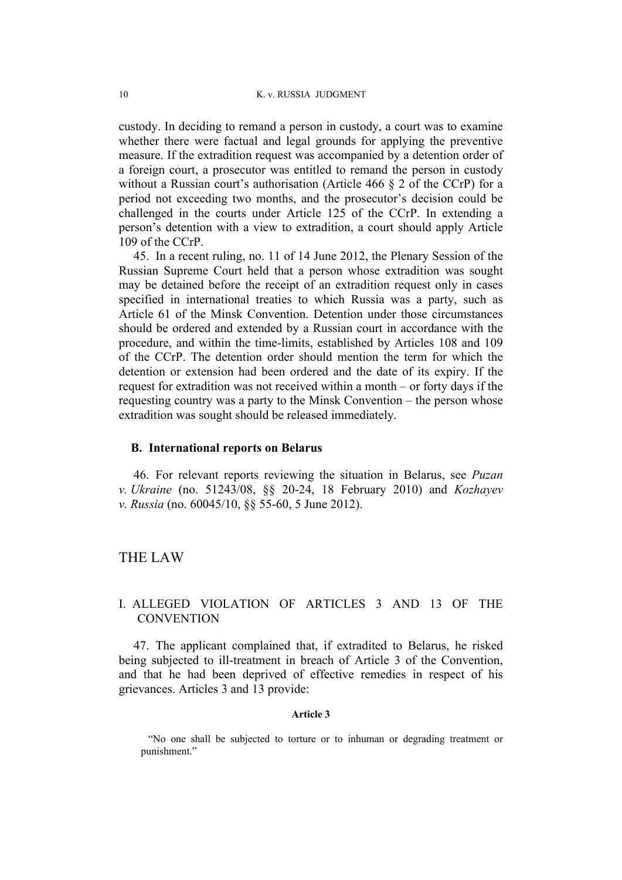custody. In deciding to remand a person in custody, a court was to examine whether there were factual and legal grounds for applying the preventive measure. If the extradition request was accompanied by a detention order of a foreign court, a prosecutor was entitled to remand the person in custody without a Russian court's authorisation (Article 466 § 2 of the CCrP) for a period not exceeding two months, and the prosecutor's decision could be challenged in the courts under Article 125 of the CCrP. In extending a person's detention with a view to extradition, a court should apply Article 109 of the CCrP.

45. In a recent ruling, no. 11 of 14 June 2012, the Plenary Session of the Russian Supreme Court held that a person whose extradition was sought may be detained before the receipt of an extradition request only in cases specified in international treaties to which Russia was a party, such as Article 61 of the Minsk Convention. Detention under those circumstances should be ordered and extended by a Russian court in accordance with the procedure, and within the time-limits, established by Articles 108 and 109 of the CCrP. The detention order should mention the term for which the detention or extension had been ordered and the date of its expiry. If the request for extradition was not received within a month – or forty days if the requesting country was a party to the Minsk Convention – the person whose extradition was sought should be released immediately.

### B. International reports on Belarus

46. For relevant reports reviewing the situation in Belarus, see *Puzan v. Ukraine* (no. 51243/08, §§ 20-24, 18 February 2010) and *Kozhayev v. Russia* (no. 60045/10, §§ 55-60, 5 June 2012).

# THE LAW

## I. ALLEGED VIOLATION OF ARTICLES 3 AND 13 OF THE CONVENTION

47. The applicant complained that, if extradited to Belarus, he risked being subjected to ill-treatment in breach of Article 3 of the Convention, and that he had been deprived of effective remedies in respect of his grievances. Articles 3 and 13 provide:

**Article 3**

"No one shall be subjected to torture or to inhuman or degrading treatment or punishment."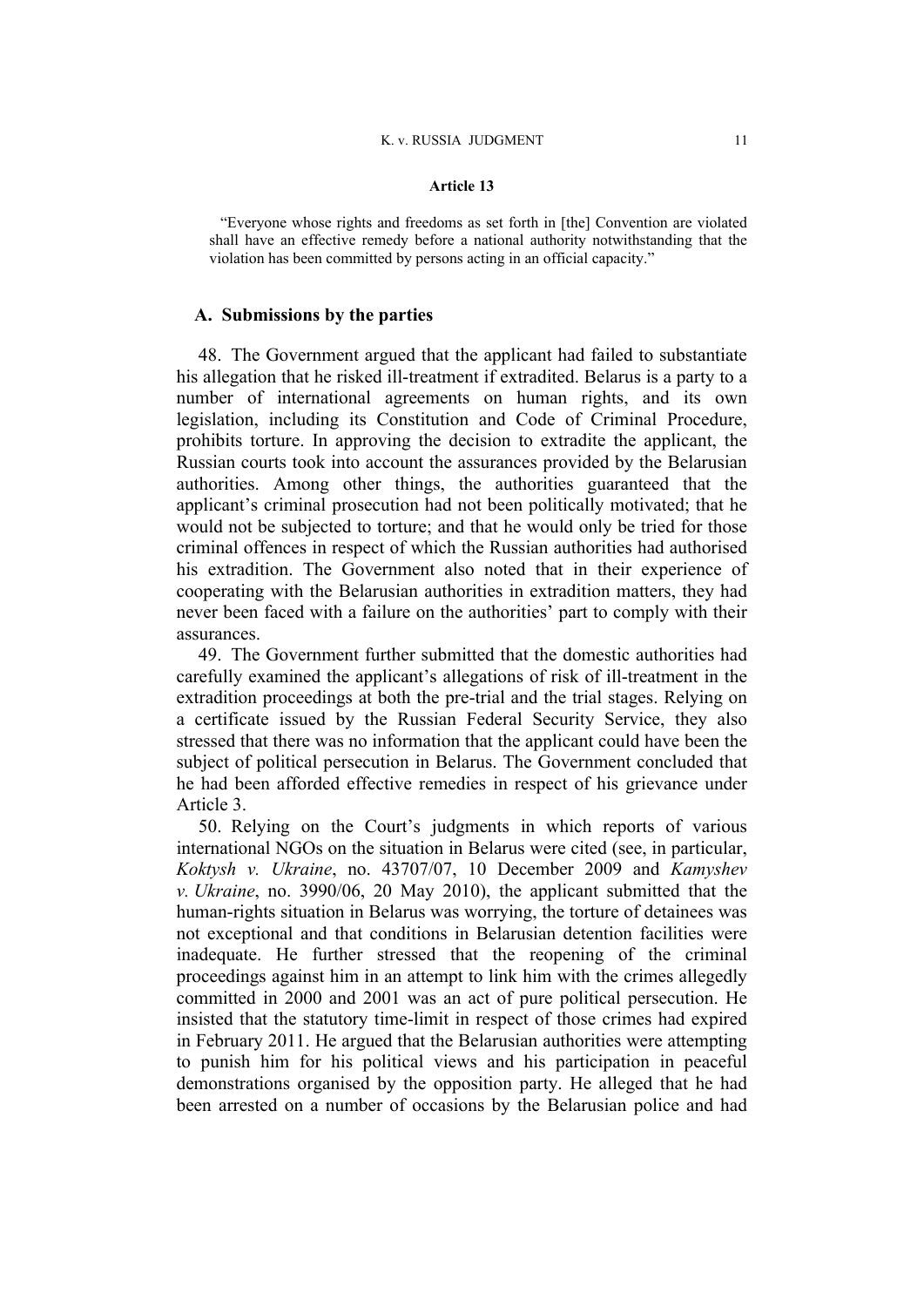**Article 13**

"Everyone whose rights and freedoms as set forth in [the] Convention are violated shall have an effective remedy before a national authority notwithstanding that the violation has been committed by persons acting in an official capacity."

## A. Submissions by the parties

48. The Government argued that the applicant had failed to substantiate his allegation that he risked ill-treatment if extradited. Belarus is a party to a number of international agreements on human rights, and its own legislation, including its Constitution and Code of Criminal Procedure, prohibits torture. In approving the decision to extradite the applicant, the Russian courts took into account the assurances provided by the Belarusian authorities. Among other things, the authorities guaranteed that the applicant's criminal prosecution had not been politically motivated; that he would not be subjected to torture; and that he would only be tried for those criminal offences in respect of which the Russian authorities had authorised his extradition. The Government also noted that in their experience of cooperating with the Belarusian authorities in extradition matters, they had never been faced with a failure on the authorities' part to comply with their assurances.

49. The Government further submitted that the domestic authorities had carefully examined the applicant's allegations of risk of ill-treatment in the extradition proceedings at both the pre-trial and the trial stages. Relying on a certificate issued by the Russian Federal Security Service, they also stressed that there was no information that the applicant could have been the subject of political persecution in Belarus. The Government concluded that he had been afforded effective remedies in respect of his grievance under Article 3.

50. Relying on the Court's judgments in which reports of various international NGOs on the situation in Belarus were cited (see, in particular, *Koktysh v. Ukraine*, no. 43707/07, 10 December 2009 and *Kamyshev v. Ukraine*, no. 3990/06, 20 May 2010), the applicant submitted that the human-rights situation in Belarus was worrying, the torture of detainees was not exceptional and that conditions in Belarusian detention facilities were inadequate. He further stressed that the reopening of the criminal proceedings against him in an attempt to link him with the crimes allegedly committed in 2000 and 2001 was an act of pure political persecution. He insisted that the statutory time-limit in respect of those crimes had expired in February 2011. He argued that the Belarusian authorities were attempting to punish him for his political views and his participation in peaceful demonstrations organised by the opposition party. He alleged that he had been arrested on a number of occasions by the Belarusian police and had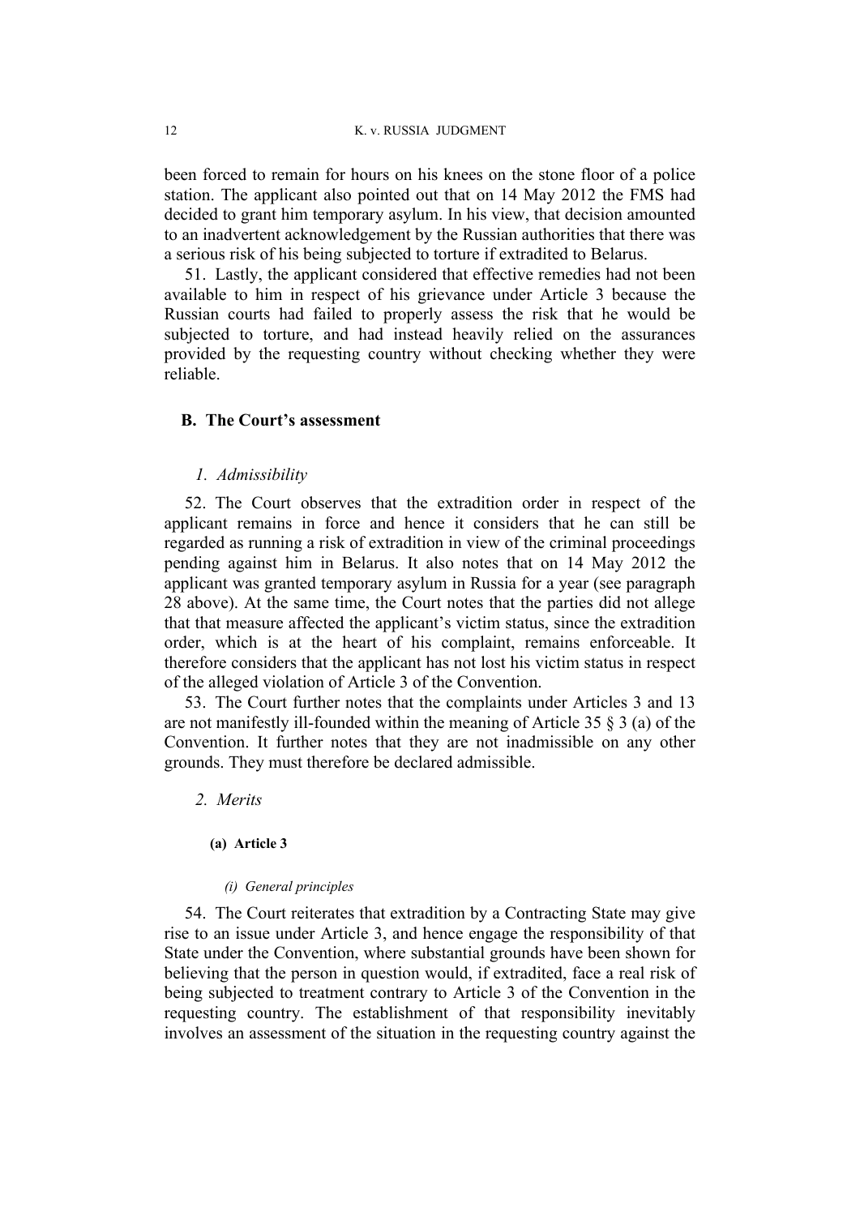been forced to remain for hours on his knees on the stone floor of a police station. The applicant also pointed out that on 14 May 2012 the FMS had decided to grant him temporary asylum. In his view, that decision amounted to an inadvertent acknowledgement by the Russian authorities that there was a serious risk of his being subjected to torture if extradited to Belarus.

51. Lastly, the applicant considered that effective remedies had not been available to him in respect of his grievance under Article 3 because the Russian courts had failed to properly assess the risk that he would be subjected to torture, and had instead heavily relied on the assurances provided by the requesting country without checking whether they were reliable.

### B. The Court's assessment

#### *1. Admissibility*

52. The Court observes that the extradition order in respect of the applicant remains in force and hence it considers that he can still be regarded as running a risk of extradition in view of the criminal proceedings pending against him in Belarus. It also notes that on 14 May 2012 the applicant was granted temporary asylum in Russia for a year (see paragraph 28 above). At the same time, the Court notes that the parties did not allege that that measure affected the applicant's victim status, since the extradition order, which is at the heart of his complaint, remains enforceable. It therefore considers that the applicant has not lost his victim status in respect of the alleged violation of Article 3 of the Convention.

53. The Court further notes that the complaints under Articles 3 and 13 are not manifestly ill-founded within the meaning of Article 35 § 3 (a) of the Convention. It further notes that they are not inadmissible on any other grounds. They must therefore be declared admissible.

#### *2. Merits*

##### (a) Article 3

###### *(i) General principles*

54. The Court reiterates that extradition by a Contracting State may give rise to an issue under Article 3, and hence engage the responsibility of that State under the Convention, where substantial grounds have been shown for believing that the person in question would, if extradited, face a real risk of being subjected to treatment contrary to Article 3 of the Convention in the requesting country. The establishment of that responsibility inevitably involves an assessment of the situation in the requesting country against the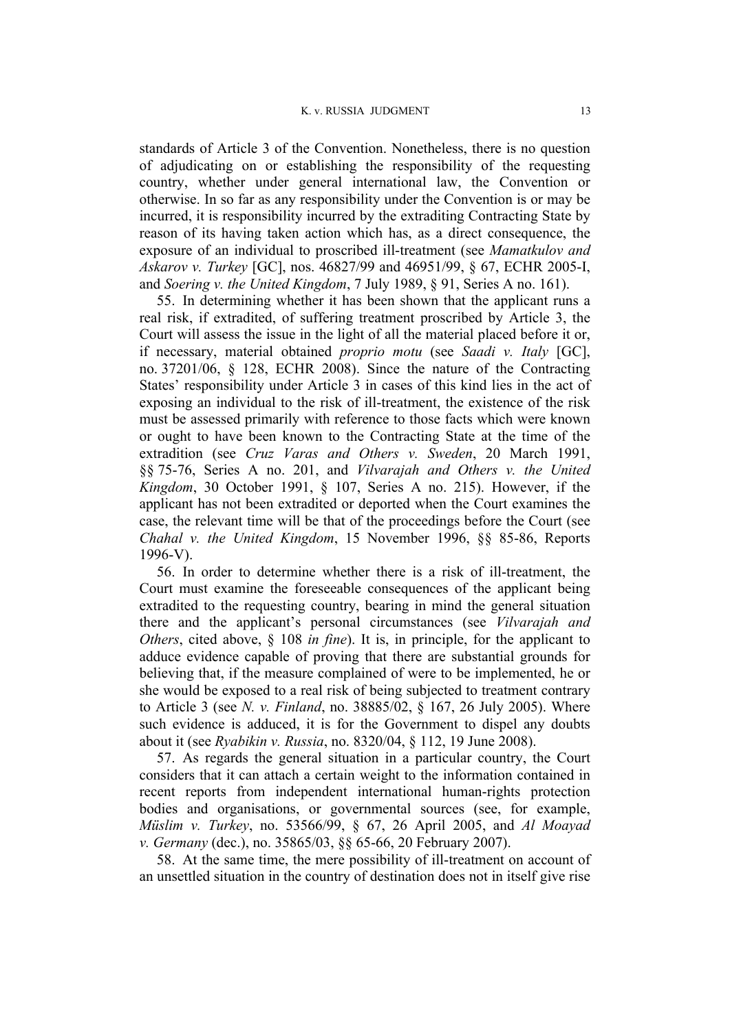standards of Article 3 of the Convention. Nonetheless, there is no question of adjudicating on or establishing the responsibility of the requesting country, whether under general international law, the Convention or otherwise. In so far as any responsibility under the Convention is or may be incurred, it is responsibility incurred by the extraditing Contracting State by reason of its having taken action which has, as a direct consequence, the exposure of an individual to proscribed ill-treatment (see *Mamatkulov and Askarov v. Turkey* [GC], nos. 46827/99 and 46951/99, § 67, ECHR 2005-I, and *Soering v. the United Kingdom*, 7 July 1989, § 91, Series A no. 161).

55. In determining whether it has been shown that the applicant runs a real risk, if extradited, of suffering treatment proscribed by Article 3, the Court will assess the issue in the light of all the material placed before it or, if necessary, material obtained *proprio motu* (see *Saadi v. Italy* [GC], no. 37201/06, § 128, ECHR 2008). Since the nature of the Contracting States' responsibility under Article 3 in cases of this kind lies in the act of exposing an individual to the risk of ill-treatment, the existence of the risk must be assessed primarily with reference to those facts which were known or ought to have been known to the Contracting State at the time of the extradition (see *Cruz Varas and Others v. Sweden*, 20 March 1991, §§ 75-76, Series A no. 201, and *Vilvarajah and Others v. the United Kingdom*, 30 October 1991, § 107, Series A no. 215). However, if the applicant has not been extradited or deported when the Court examines the case, the relevant time will be that of the proceedings before the Court (see *Chahal v. the United Kingdom*, 15 November 1996, §§ 85-86, Reports 1996-V).

56. In order to determine whether there is a risk of ill-treatment, the Court must examine the foreseeable consequences of the applicant being extradited to the requesting country, bearing in mind the general situation there and the applicant's personal circumstances (see *Vilvarajah and Others*, cited above, § 108 *in fine*). It is, in principle, for the applicant to adduce evidence capable of proving that there are substantial grounds for believing that, if the measure complained of were to be implemented, he or she would be exposed to a real risk of being subjected to treatment contrary to Article 3 (see *N. v. Finland*, no. 38885/02, § 167, 26 July 2005). Where such evidence is adduced, it is for the Government to dispel any doubts about it (see *Ryabikin v. Russia*, no. 8320/04, § 112, 19 June 2008).

57. As regards the general situation in a particular country, the Court considers that it can attach a certain weight to the information contained in recent reports from independent international human-rights protection bodies and organisations, or governmental sources (see, for example, *Müslim v. Turkey*, no. 53566/99, § 67, 26 April 2005, and *Al Moayad v. Germany* (dec.), no. 35865/03, §§ 65-66, 20 February 2007).

58. At the same time, the mere possibility of ill-treatment on account of an unsettled situation in the country of destination does not in itself give rise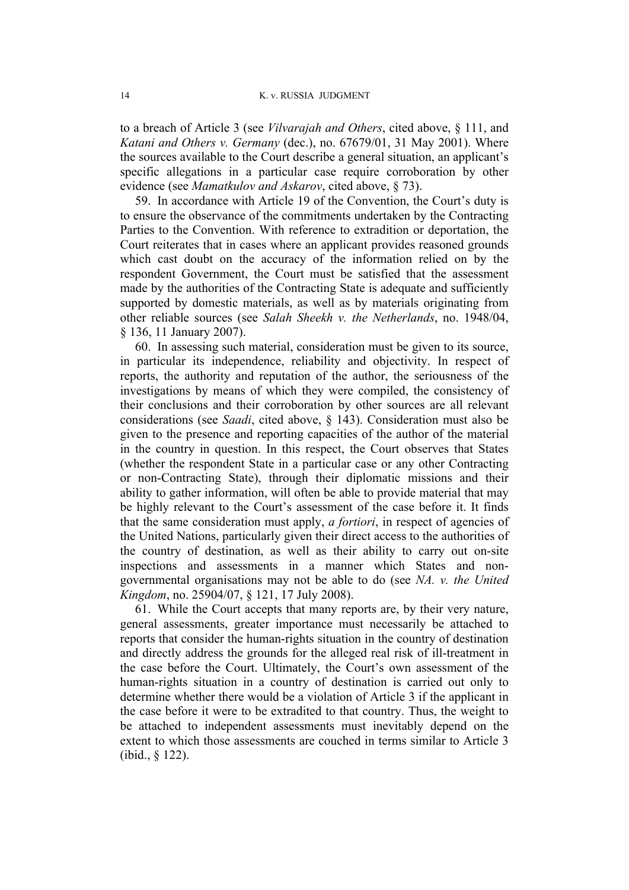to a breach of Article 3 (see *Vilvarajah and Others*, cited above, § 111, and *Katani and Others v. Germany* (dec.), no. 67679/01, 31 May 2001). Where the sources available to the Court describe a general situation, an applicant's specific allegations in a particular case require corroboration by other evidence (see *Mamatkulov and Askarov*, cited above, § 73).

59. In accordance with Article 19 of the Convention, the Court's duty is to ensure the observance of the commitments undertaken by the Contracting Parties to the Convention. With reference to extradition or deportation, the Court reiterates that in cases where an applicant provides reasoned grounds which cast doubt on the accuracy of the information relied on by the respondent Government, the Court must be satisfied that the assessment made by the authorities of the Contracting State is adequate and sufficiently supported by domestic materials, as well as by materials originating from other reliable sources (see *Salah Sheekh v. the Netherlands*, no. 1948/04, § 136, 11 January 2007).

60. In assessing such material, consideration must be given to its source, in particular its independence, reliability and objectivity. In respect of reports, the authority and reputation of the author, the seriousness of the investigations by means of which they were compiled, the consistency of their conclusions and their corroboration by other sources are all relevant considerations (see *Saadi*, cited above, § 143). Consideration must also be given to the presence and reporting capacities of the author of the material in the country in question. In this respect, the Court observes that States (whether the respondent State in a particular case or any other Contracting or non-Contracting State), through their diplomatic missions and their ability to gather information, will often be able to provide material that may be highly relevant to the Court's assessment of the case before it. It finds that the same consideration must apply, *a fortiori*, in respect of agencies of the United Nations, particularly given their direct access to the authorities of the country of destination, as well as their ability to carry out on-site inspections and assessments in a manner which States and non-governmental organisations may not be able to do (see *NA. v. the United Kingdom*, no. 25904/07, § 121, 17 July 2008).

61. While the Court accepts that many reports are, by their very nature, general assessments, greater importance must necessarily be attached to reports that consider the human-rights situation in the country of destination and directly address the grounds for the alleged real risk of ill-treatment in the case before the Court. Ultimately, the Court's own assessment of the human-rights situation in a country of destination is carried out only to determine whether there would be a violation of Article 3 if the applicant in the case before it were to be extradited to that country. Thus, the weight to be attached to independent assessments must inevitably depend on the extent to which those assessments are couched in terms similar to Article 3 (ibid., § 122).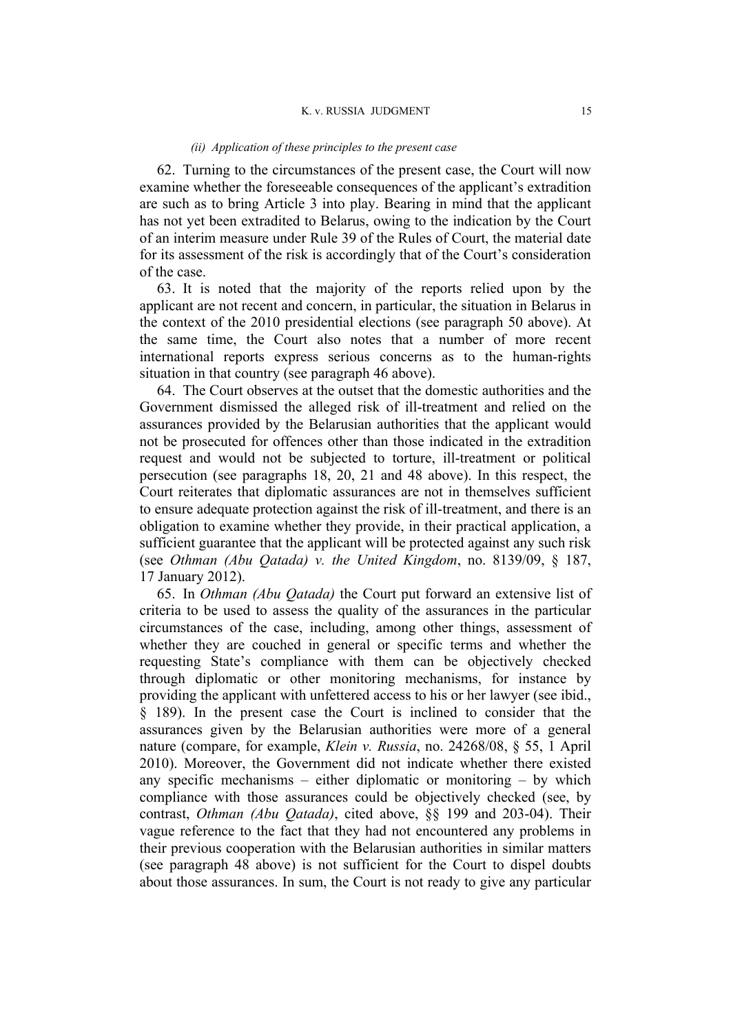*(ii) Application of these principles to the present case*

62. Turning to the circumstances of the present case, the Court will now examine whether the foreseeable consequences of the applicant's extradition are such as to bring Article 3 into play. Bearing in mind that the applicant has not yet been extradited to Belarus, owing to the indication by the Court of an interim measure under Rule 39 of the Rules of Court, the material date for its assessment of the risk is accordingly that of the Court's consideration of the case.

63. It is noted that the majority of the reports relied upon by the applicant are not recent and concern, in particular, the situation in Belarus in the context of the 2010 presidential elections (see paragraph 50 above). At the same time, the Court also notes that a number of more recent international reports express serious concerns as to the human-rights situation in that country (see paragraph 46 above).

64. The Court observes at the outset that the domestic authorities and the Government dismissed the alleged risk of ill-treatment and relied on the assurances provided by the Belarusian authorities that the applicant would not be prosecuted for offences other than those indicated in the extradition request and would not be subjected to torture, ill-treatment or political persecution (see paragraphs 18, 20, 21 and 48 above). In this respect, the Court reiterates that diplomatic assurances are not in themselves sufficient to ensure adequate protection against the risk of ill-treatment, and there is an obligation to examine whether they provide, in their practical application, a sufficient guarantee that the applicant will be protected against any such risk (see *Othman (Abu Qatada) v. the United Kingdom*, no. 8139/09, § 187, 17 January 2012).

65. In *Othman (Abu Qatada)* the Court put forward an extensive list of criteria to be used to assess the quality of the assurances in the particular circumstances of the case, including, among other things, assessment of whether they are couched in general or specific terms and whether the requesting State's compliance with them can be objectively checked through diplomatic or other monitoring mechanisms, for instance by providing the applicant with unfettered access to his or her lawyer (see ibid., § 189). In the present case the Court is inclined to consider that the assurances given by the Belarusian authorities were more of a general nature (compare, for example, *Klein v. Russia*, no. 24268/08, § 55, 1 April 2010). Moreover, the Government did not indicate whether there existed any specific mechanisms – either diplomatic or monitoring – by which compliance with those assurances could be objectively checked (see, by contrast, *Othman (Abu Qatada)*, cited above, §§ 199 and 203-04). Their vague reference to the fact that they had not encountered any problems in their previous cooperation with the Belarusian authorities in similar matters (see paragraph 48 above) is not sufficient for the Court to dispel doubts about those assurances. In sum, the Court is not ready to give any particular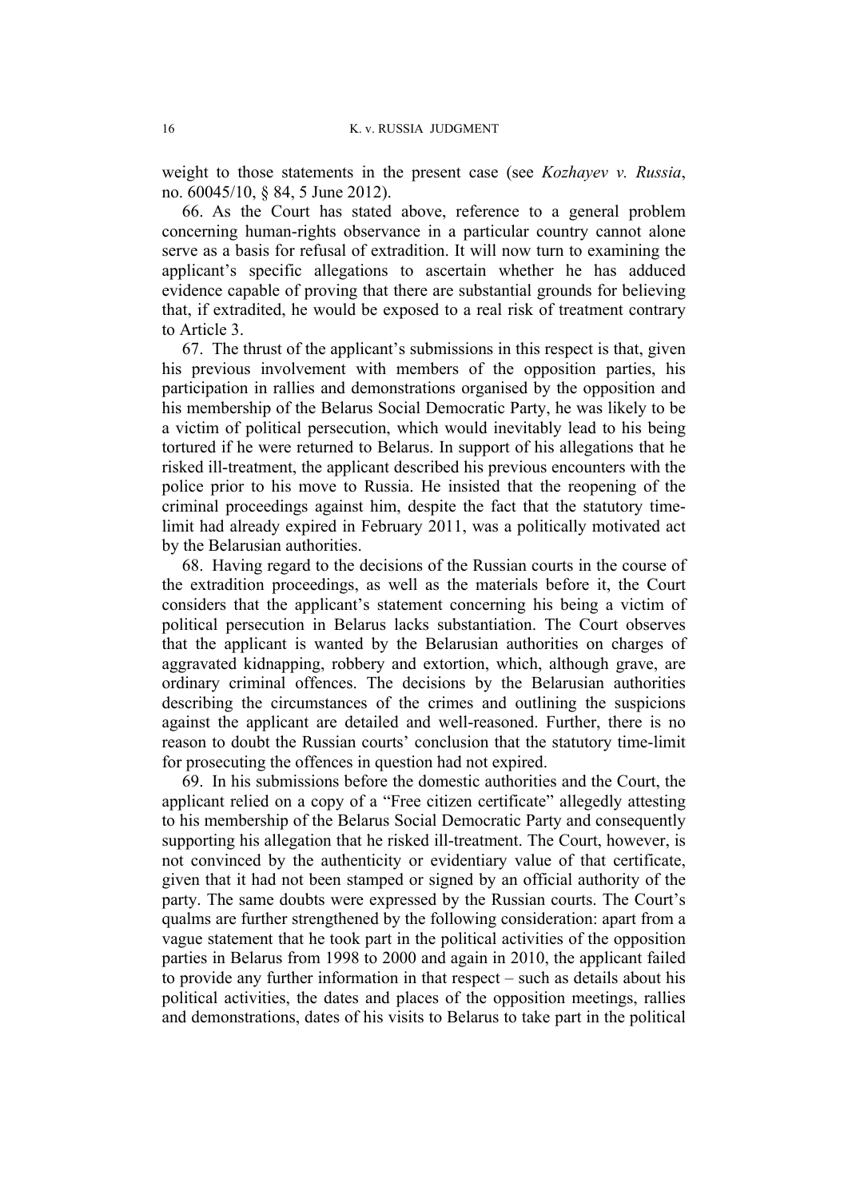weight to those statements in the present case (see *Kozhayev v. Russia*, no. 60045/10, § 84, 5 June 2012).

66. As the Court has stated above, reference to a general problem concerning human-rights observance in a particular country cannot alone serve as a basis for refusal of extradition. It will now turn to examining the applicant's specific allegations to ascertain whether he has adduced evidence capable of proving that there are substantial grounds for believing that, if extradited, he would be exposed to a real risk of treatment contrary to Article 3.

67. The thrust of the applicant's submissions in this respect is that, given his previous involvement with members of the opposition parties, his participation in rallies and demonstrations organised by the opposition and his membership of the Belarus Social Democratic Party, he was likely to be a victim of political persecution, which would inevitably lead to his being tortured if he were returned to Belarus. In support of his allegations that he risked ill-treatment, the applicant described his previous encounters with the police prior to his move to Russia. He insisted that the reopening of the criminal proceedings against him, despite the fact that the statutory time-limit had already expired in February 2011, was a politically motivated act by the Belarusian authorities.

68. Having regard to the decisions of the Russian courts in the course of the extradition proceedings, as well as the materials before it, the Court considers that the applicant's statement concerning his being a victim of political persecution in Belarus lacks substantiation. The Court observes that the applicant is wanted by the Belarusian authorities on charges of aggravated kidnapping, robbery and extortion, which, although grave, are ordinary criminal offences. The decisions by the Belarusian authorities describing the circumstances of the crimes and outlining the suspicions against the applicant are detailed and well-reasoned. Further, there is no reason to doubt the Russian courts' conclusion that the statutory time-limit for prosecuting the offences in question had not expired.

69. In his submissions before the domestic authorities and the Court, the applicant relied on a copy of a "Free citizen certificate" allegedly attesting to his membership of the Belarus Social Democratic Party and consequently supporting his allegation that he risked ill-treatment. The Court, however, is not convinced by the authenticity or evidentiary value of that certificate, given that it had not been stamped or signed by an official authority of the party. The same doubts were expressed by the Russian courts. The Court's qualms are further strengthened by the following consideration: apart from a vague statement that he took part in the political activities of the opposition parties in Belarus from 1998 to 2000 and again in 2010, the applicant failed to provide any further information in that respect – such as details about his political activities, the dates and places of the opposition meetings, rallies and demonstrations, dates of his visits to Belarus to take part in the political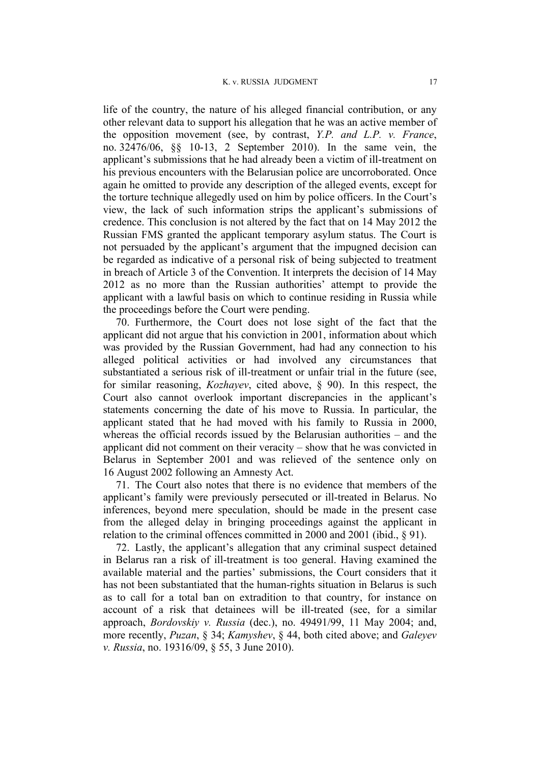life of the country, the nature of his alleged financial contribution, or any other relevant data to support his allegation that he was an active member of the opposition movement (see, by contrast, *Y.P. and L.P. v. France*, no. 32476/06, §§ 10-13, 2 September 2010). In the same vein, the applicant's submissions that he had already been a victim of ill-treatment on his previous encounters with the Belarusian police are uncorroborated. Once again he omitted to provide any description of the alleged events, except for the torture technique allegedly used on him by police officers. In the Court's view, the lack of such information strips the applicant's submissions of credence. This conclusion is not altered by the fact that on 14 May 2012 the Russian FMS granted the applicant temporary asylum status. The Court is not persuaded by the applicant's argument that the impugned decision can be regarded as indicative of a personal risk of being subjected to treatment in breach of Article 3 of the Convention. It interprets the decision of 14 May 2012 as no more than the Russian authorities' attempt to provide the applicant with a lawful basis on which to continue residing in Russia while the proceedings before the Court were pending.

70. Furthermore, the Court does not lose sight of the fact that the applicant did not argue that his conviction in 2001, information about which was provided by the Russian Government, had had any connection to his alleged political activities or had involved any circumstances that substantiated a serious risk of ill-treatment or unfair trial in the future (see, for similar reasoning, *Kozhayev*, cited above, § 90). In this respect, the Court also cannot overlook important discrepancies in the applicant's statements concerning the date of his move to Russia. In particular, the applicant stated that he had moved with his family to Russia in 2000, whereas the official records issued by the Belarusian authorities – and the applicant did not comment on their veracity – show that he was convicted in Belarus in September 2001 and was relieved of the sentence only on 16 August 2002 following an Amnesty Act.

71. The Court also notes that there is no evidence that members of the applicant's family were previously persecuted or ill-treated in Belarus. No inferences, beyond mere speculation, should be made in the present case from the alleged delay in bringing proceedings against the applicant in relation to the criminal offences committed in 2000 and 2001 (ibid., § 91).

72. Lastly, the applicant's allegation that any criminal suspect detained in Belarus ran a risk of ill-treatment is too general. Having examined the available material and the parties' submissions, the Court considers that it has not been substantiated that the human-rights situation in Belarus is such as to call for a total ban on extradition to that country, for instance on account of a risk that detainees will be ill-treated (see, for a similar approach, *Bordovskiy v. Russia* (dec.), no. 49491/99, 11 May 2004; and, more recently, *Puzan*, § 34; *Kamyshev*, § 44, both cited above; and *Galeyev v. Russia*, no. 19316/09, § 55, 3 June 2010).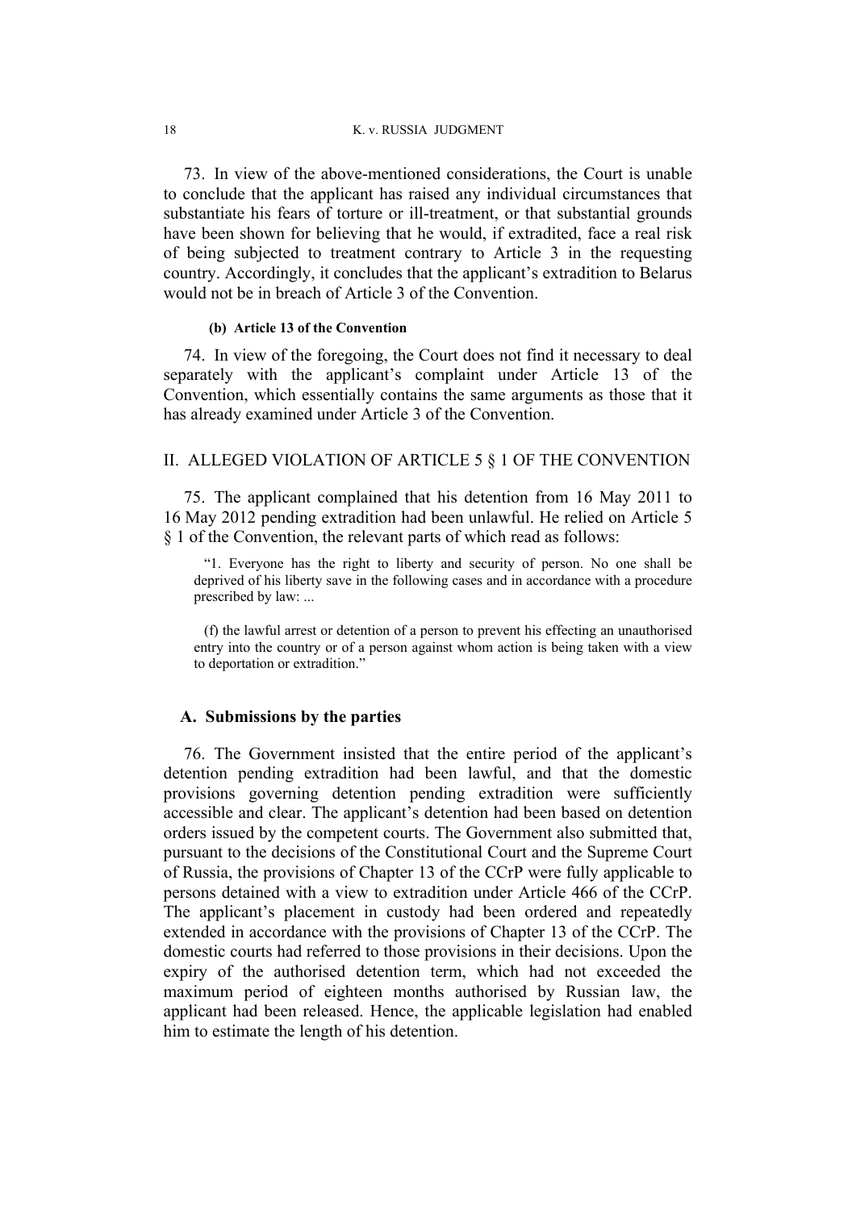73. In view of the above-mentioned considerations, the Court is unable to conclude that the applicant has raised any individual circumstances that substantiate his fears of torture or ill-treatment, or that substantial grounds have been shown for believing that he would, if extradited, face a real risk of being subjected to treatment contrary to Article 3 in the requesting country. Accordingly, it concludes that the applicant's extradition to Belarus would not be in breach of Article 3 of the Convention.

#### (b) Article 13 of the Convention

74. In view of the foregoing, the Court does not find it necessary to deal separately with the applicant's complaint under Article 13 of the Convention, which essentially contains the same arguments as those that it has already examined under Article 3 of the Convention.

## II. ALLEGED VIOLATION OF ARTICLE 5 § 1 OF THE CONVENTION

75. The applicant complained that his detention from 16 May 2011 to 16 May 2012 pending extradition had been unlawful. He relied on Article 5 § 1 of the Convention, the relevant parts of which read as follows:

> "1. Everyone has the right to liberty and security of person. No one shall be deprived of his liberty save in the following cases and in accordance with a procedure prescribed by law: ...
>
> (f) the lawful arrest or detention of a person to prevent his effecting an unauthorised entry into the country or of a person against whom action is being taken with a view to deportation or extradition."

### A. Submissions by the parties

76. The Government insisted that the entire period of the applicant's detention pending extradition had been lawful, and that the domestic provisions governing detention pending extradition were sufficiently accessible and clear. The applicant's detention had been based on detention orders issued by the competent courts. The Government also submitted that, pursuant to the decisions of the Constitutional Court and the Supreme Court of Russia, the provisions of Chapter 13 of the CCrP were fully applicable to persons detained with a view to extradition under Article 466 of the CCrP. The applicant's placement in custody had been ordered and repeatedly extended in accordance with the provisions of Chapter 13 of the CCrP. The domestic courts had referred to those provisions in their decisions. Upon the expiry of the authorised detention term, which had not exceeded the maximum period of eighteen months authorised by Russian law, the applicant had been released. Hence, the applicable legislation had enabled him to estimate the length of his detention.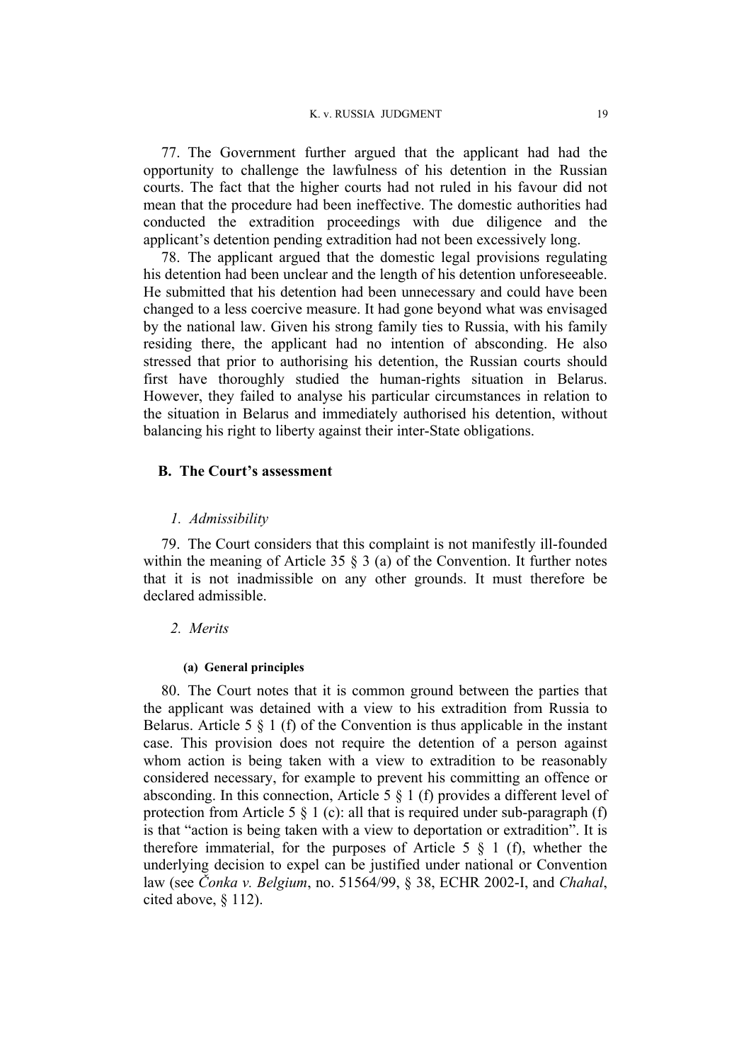77. The Government further argued that the applicant had had the opportunity to challenge the lawfulness of his detention in the Russian courts. The fact that the higher courts had not ruled in his favour did not mean that the procedure had been ineffective. The domestic authorities had conducted the extradition proceedings with due diligence and the applicant's detention pending extradition had not been excessively long.

78. The applicant argued that the domestic legal provisions regulating his detention had been unclear and the length of his detention unforeseeable. He submitted that his detention had been unnecessary and could have been changed to a less coercive measure. It had gone beyond what was envisaged by the national law. Given his strong family ties to Russia, with his family residing there, the applicant had no intention of absconding. He also stressed that prior to authorising his detention, the Russian courts should first have thoroughly studied the human-rights situation in Belarus. However, they failed to analyse his particular circumstances in relation to the situation in Belarus and immediately authorised his detention, without balancing his right to liberty against their inter-State obligations.

## B. The Court's assessment

### *1. Admissibility*

79. The Court considers that this complaint is not manifestly ill-founded within the meaning of Article 35 § 3 (a) of the Convention. It further notes that it is not inadmissible on any other grounds. It must therefore be declared admissible.

### *2. Merits*

#### (a) General principles

80. The Court notes that it is common ground between the parties that the applicant was detained with a view to his extradition from Russia to Belarus. Article 5 § 1 (f) of the Convention is thus applicable in the instant case. This provision does not require the detention of a person against whom action is being taken with a view to extradition to be reasonably considered necessary, for example to prevent his committing an offence or absconding. In this connection, Article 5 § 1 (f) provides a different level of protection from Article 5 § 1 (c): all that is required under sub-paragraph (f) is that "action is being taken with a view to deportation or extradition". It is therefore immaterial, for the purposes of Article 5 § 1 (f), whether the underlying decision to expel can be justified under national or Convention law (see *Čonka v. Belgium*, no. 51564/99, § 38, ECHR 2002-I, and *Chahal*, cited above, § 112).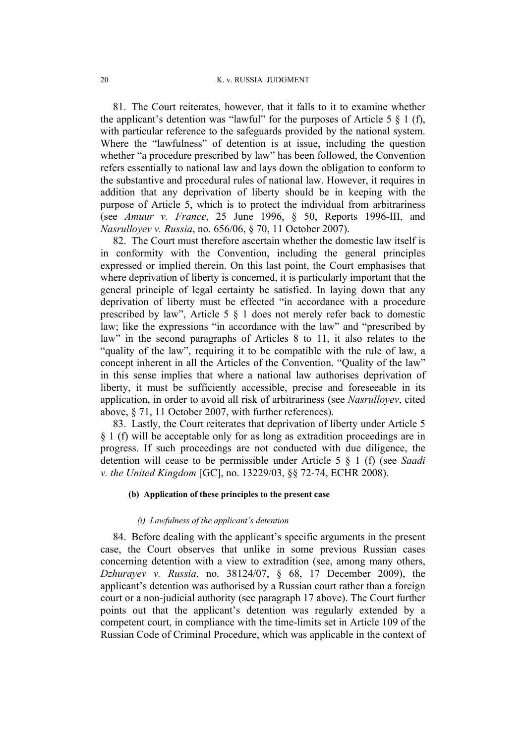81. The Court reiterates, however, that it falls to it to examine whether the applicant's detention was "lawful" for the purposes of Article 5 § 1 (f), with particular reference to the safeguards provided by the national system. Where the "lawfulness" of detention is at issue, including the question whether "a procedure prescribed by law" has been followed, the Convention refers essentially to national law and lays down the obligation to conform to the substantive and procedural rules of national law. However, it requires in addition that any deprivation of liberty should be in keeping with the purpose of Article 5, which is to protect the individual from arbitrariness (see *Amuur v. France*, 25 June 1996, § 50, Reports 1996-III, and *Nasrulloyev v. Russia*, no. 656/06, § 70, 11 October 2007).

82. The Court must therefore ascertain whether the domestic law itself is in conformity with the Convention, including the general principles expressed or implied therein. On this last point, the Court emphasises that where deprivation of liberty is concerned, it is particularly important that the general principle of legal certainty be satisfied. In laying down that any deprivation of liberty must be effected "in accordance with a procedure prescribed by law", Article 5 § 1 does not merely refer back to domestic law; like the expressions "in accordance with the law" and "prescribed by law" in the second paragraphs of Articles 8 to 11, it also relates to the "quality of the law", requiring it to be compatible with the rule of law, a concept inherent in all the Articles of the Convention. "Quality of the law" in this sense implies that where a national law authorises deprivation of liberty, it must be sufficiently accessible, precise and foreseeable in its application, in order to avoid all risk of arbitrariness (see *Nasrulloyev*, cited above, § 71, 11 October 2007, with further references).

83. Lastly, the Court reiterates that deprivation of liberty under Article 5 § 1 (f) will be acceptable only for as long as extradition proceedings are in progress. If such proceedings are not conducted with due diligence, the detention will cease to be permissible under Article 5 § 1 (f) (see *Saadi v. the United Kingdom* [GC], no. 13229/03, §§ 72-74, ECHR 2008).

#### (b) Application of these principles to the present case

##### *(i) Lawfulness of the applicant's detention*

84. Before dealing with the applicant's specific arguments in the present case, the Court observes that unlike in some previous Russian cases concerning detention with a view to extradition (see, among many others, *Dzhurayev v. Russia*, no. 38124/07, § 68, 17 December 2009), the applicant's detention was authorised by a Russian court rather than a foreign court or a non-judicial authority (see paragraph 17 above). The Court further points out that the applicant's detention was regularly extended by a competent court, in compliance with the time-limits set in Article 109 of the Russian Code of Criminal Procedure, which was applicable in the context of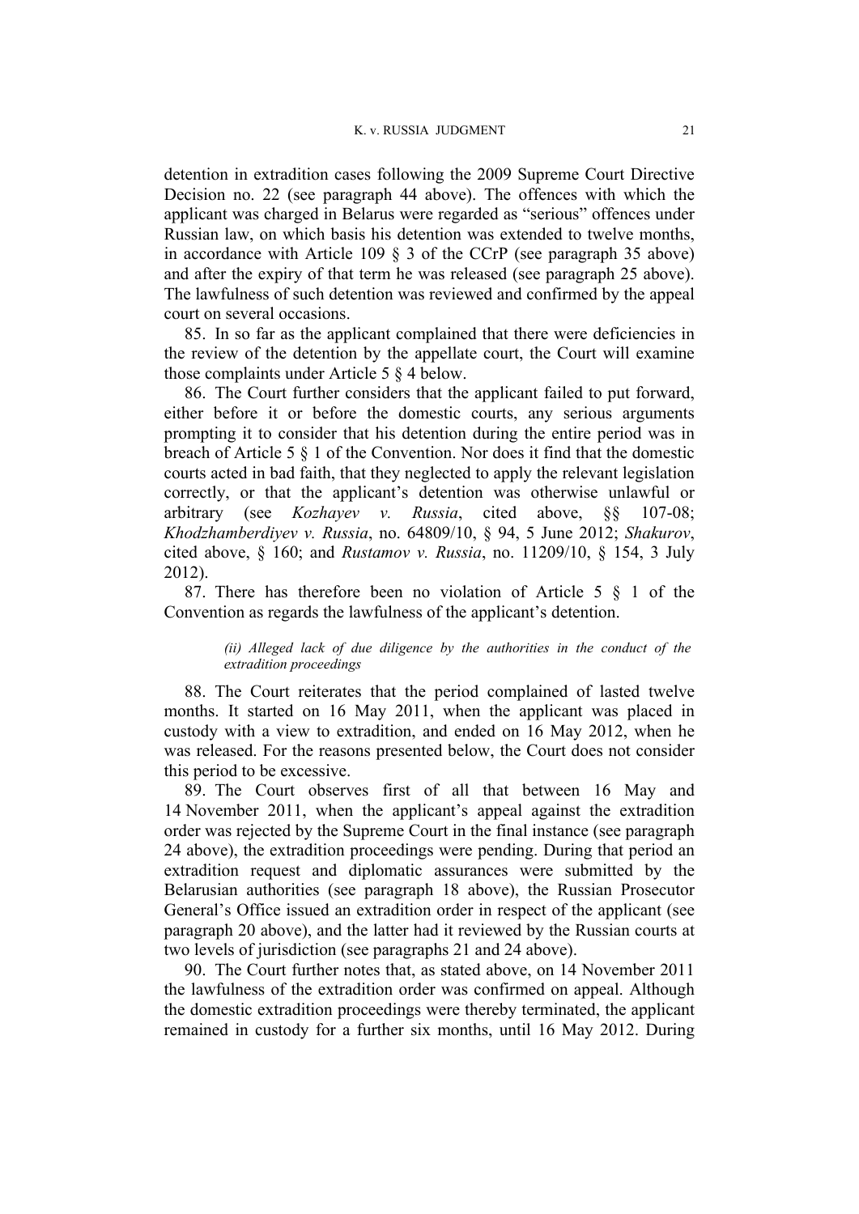detention in extradition cases following the 2009 Supreme Court Directive Decision no. 22 (see paragraph 44 above). The offences with which the applicant was charged in Belarus were regarded as "serious" offences under Russian law, on which basis his detention was extended to twelve months, in accordance with Article 109 § 3 of the CCrP (see paragraph 35 above) and after the expiry of that term he was released (see paragraph 25 above). The lawfulness of such detention was reviewed and confirmed by the appeal court on several occasions.

85. In so far as the applicant complained that there were deficiencies in the review of the detention by the appellate court, the Court will examine those complaints under Article 5 § 4 below.

86. The Court further considers that the applicant failed to put forward, either before it or before the domestic courts, any serious arguments prompting it to consider that his detention during the entire period was in breach of Article 5 § 1 of the Convention. Nor does it find that the domestic courts acted in bad faith, that they neglected to apply the relevant legislation correctly, or that the applicant's detention was otherwise unlawful or arbitrary (see *Kozhayev v. Russia*, cited above, §§ 107-08; *Khodzhamberdiyev v. Russia*, no. 64809/10, § 94, 5 June 2012; *Shakurov*, cited above, § 160; and *Rustamov v. Russia*, no. 11209/10, § 154, 3 July 2012).

87. There has therefore been no violation of Article 5 § 1 of the Convention as regards the lawfulness of the applicant's detention.

*(ii) Alleged lack of due diligence by the authorities in the conduct of the extradition proceedings*

88. The Court reiterates that the period complained of lasted twelve months. It started on 16 May 2011, when the applicant was placed in custody with a view to extradition, and ended on 16 May 2012, when he was released. For the reasons presented below, the Court does not consider this period to be excessive.

89. The Court observes first of all that between 16 May and 14 November 2011, when the applicant's appeal against the extradition order was rejected by the Supreme Court in the final instance (see paragraph 24 above), the extradition proceedings were pending. During that period an extradition request and diplomatic assurances were submitted by the Belarusian authorities (see paragraph 18 above), the Russian Prosecutor General's Office issued an extradition order in respect of the applicant (see paragraph 20 above), and the latter had it reviewed by the Russian courts at two levels of jurisdiction (see paragraphs 21 and 24 above).

90. The Court further notes that, as stated above, on 14 November 2011 the lawfulness of the extradition order was confirmed on appeal. Although the domestic extradition proceedings were thereby terminated, the applicant remained in custody for a further six months, until 16 May 2012. During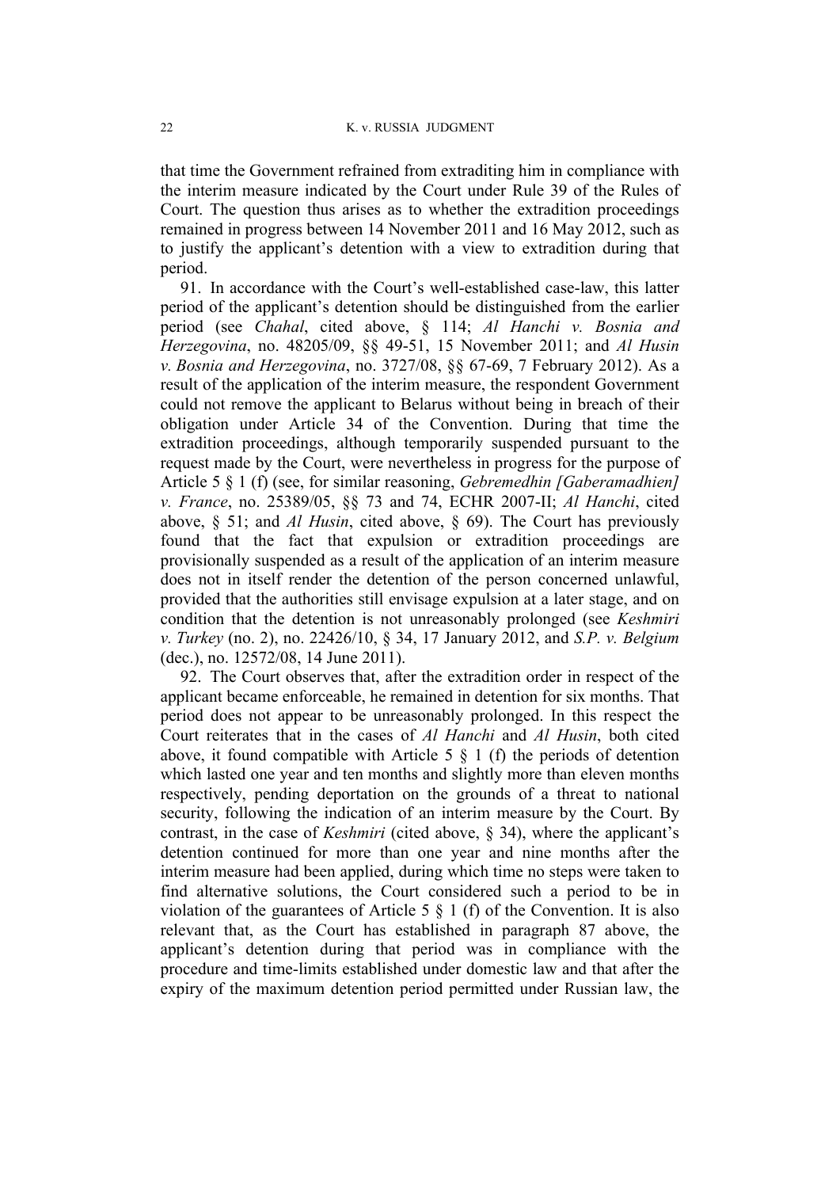that time the Government refrained from extraditing him in compliance with the interim measure indicated by the Court under Rule 39 of the Rules of Court. The question thus arises as to whether the extradition proceedings remained in progress between 14 November 2011 and 16 May 2012, such as to justify the applicant's detention with a view to extradition during that period.

91. In accordance with the Court's well-established case-law, this latter period of the applicant's detention should be distinguished from the earlier period (see *Chahal*, cited above, § 114; *Al Hanchi v. Bosnia and Herzegovina*, no. 48205/09, §§ 49-51, 15 November 2011; and *Al Husin v. Bosnia and Herzegovina*, no. 3727/08, §§ 67-69, 7 February 2012). As a result of the application of the interim measure, the respondent Government could not remove the applicant to Belarus without being in breach of their obligation under Article 34 of the Convention. During that time the extradition proceedings, although temporarily suspended pursuant to the request made by the Court, were nevertheless in progress for the purpose of Article 5 § 1 (f) (see, for similar reasoning, *Gebremedhin [Gaberamadhien] v. France*, no. 25389/05, §§ 73 and 74, ECHR 2007-II; *Al Hanchi*, cited above, § 51; and *Al Husin*, cited above, § 69). The Court has previously found that the fact that expulsion or extradition proceedings are provisionally suspended as a result of the application of an interim measure does not in itself render the detention of the person concerned unlawful, provided that the authorities still envisage expulsion at a later stage, and on condition that the detention is not unreasonably prolonged (see *Keshmiri v. Turkey* (no. 2), no. 22426/10, § 34, 17 January 2012, and *S.P. v. Belgium* (dec.), no. 12572/08, 14 June 2011).

92. The Court observes that, after the extradition order in respect of the applicant became enforceable, he remained in detention for six months. That period does not appear to be unreasonably prolonged. In this respect the Court reiterates that in the cases of *Al Hanchi* and *Al Husin*, both cited above, it found compatible with Article 5 § 1 (f) the periods of detention which lasted one year and ten months and slightly more than eleven months respectively, pending deportation on the grounds of a threat to national security, following the indication of an interim measure by the Court. By contrast, in the case of *Keshmiri* (cited above, § 34), where the applicant's detention continued for more than one year and nine months after the interim measure had been applied, during which time no steps were taken to find alternative solutions, the Court considered such a period to be in violation of the guarantees of Article 5 § 1 (f) of the Convention. It is also relevant that, as the Court has established in paragraph 87 above, the applicant's detention during that period was in compliance with the procedure and time-limits established under domestic law and that after the expiry of the maximum detention period permitted under Russian law, the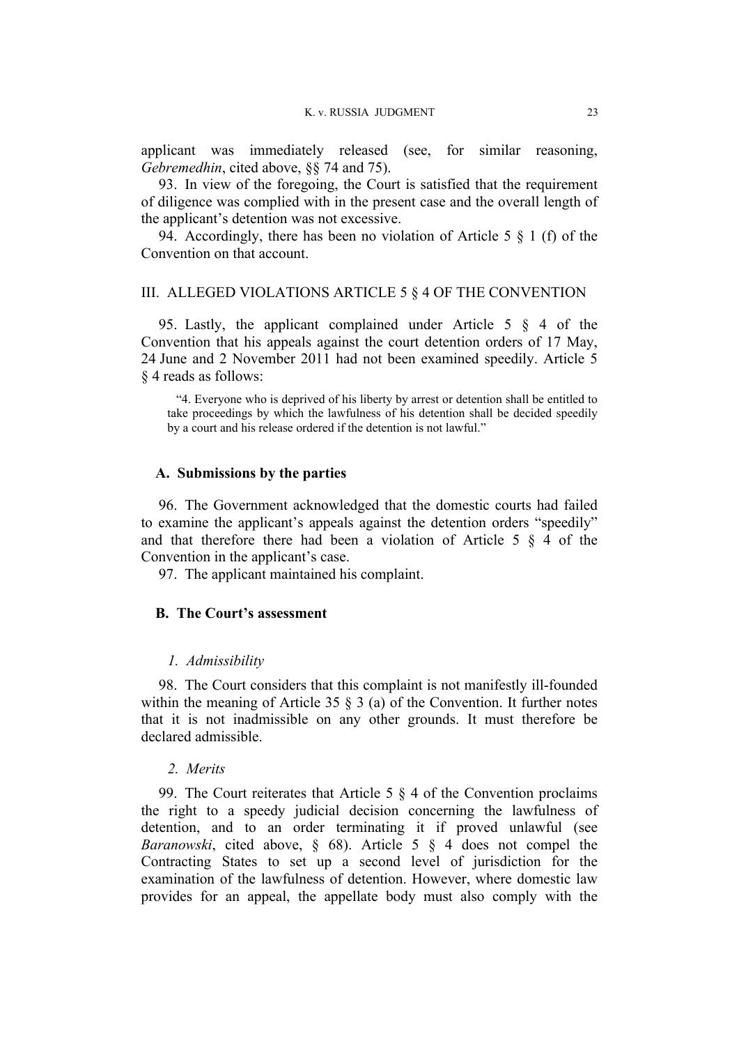applicant was immediately released (see, for similar reasoning, *Gebremedhin*, cited above, §§ 74 and 75).

93. In view of the foregoing, the Court is satisfied that the requirement of diligence was complied with in the present case and the overall length of the applicant's detention was not excessive.

94. Accordingly, there has been no violation of Article 5 § 1 (f) of the Convention on that account.

## III. ALLEGED VIOLATIONS ARTICLE 5 § 4 OF THE CONVENTION

95. Lastly, the applicant complained under Article 5 § 4 of the Convention that his appeals against the court detention orders of 17 May, 24 June and 2 November 2011 had not been examined speedily. Article 5 § 4 reads as follows:

> "4. Everyone who is deprived of his liberty by arrest or detention shall be entitled to take proceedings by which the lawfulness of his detention shall be decided speedily by a court and his release ordered if the detention is not lawful."

### A. Submissions by the parties

96. The Government acknowledged that the domestic courts had failed to examine the applicant's appeals against the detention orders "speedily" and that therefore there had been a violation of Article 5 § 4 of the Convention in the applicant's case.

97. The applicant maintained his complaint.

### B. The Court's assessment

#### *1. Admissibility*

98. The Court considers that this complaint is not manifestly ill-founded within the meaning of Article 35 § 3 (a) of the Convention. It further notes that it is not inadmissible on any other grounds. It must therefore be declared admissible.

#### *2. Merits*

99. The Court reiterates that Article 5 § 4 of the Convention proclaims the right to a speedy judicial decision concerning the lawfulness of detention, and to an order terminating it if proved unlawful (see *Baranowski*, cited above, § 68). Article 5 § 4 does not compel the Contracting States to set up a second level of jurisdiction for the examination of the lawfulness of detention. However, where domestic law provides for an appeal, the appellate body must also comply with the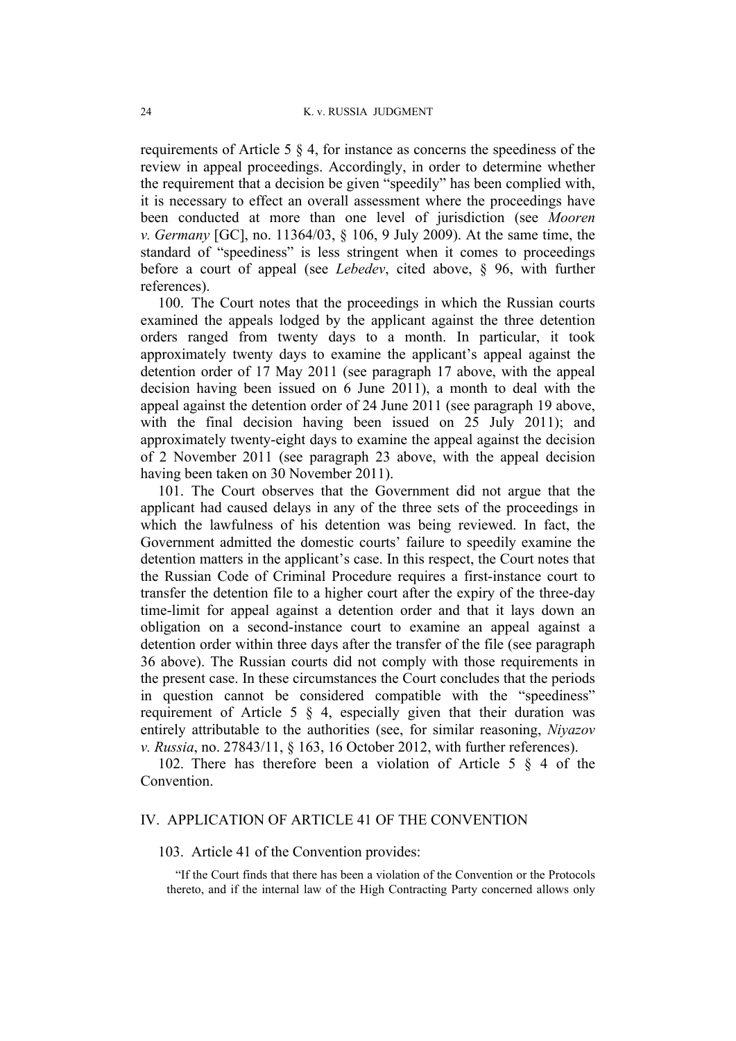requirements of Article 5 § 4, for instance as concerns the speediness of the review in appeal proceedings. Accordingly, in order to determine whether the requirement that a decision be given "speedily" has been complied with, it is necessary to effect an overall assessment where the proceedings have been conducted at more than one level of jurisdiction (see *Mooren v. Germany* [GC], no. 11364/03, § 106, 9 July 2009). At the same time, the standard of "speediness" is less stringent when it comes to proceedings before a court of appeal (see *Lebedev*, cited above, § 96, with further references).

100. The Court notes that the proceedings in which the Russian courts examined the appeals lodged by the applicant against the three detention orders ranged from twenty days to a month. In particular, it took approximately twenty days to examine the applicant's appeal against the detention order of 17 May 2011 (see paragraph 17 above, with the appeal decision having been issued on 6 June 2011), a month to deal with the appeal against the detention order of 24 June 2011 (see paragraph 19 above, with the final decision having been issued on 25 July 2011); and approximately twenty-eight days to examine the appeal against the decision of 2 November 2011 (see paragraph 23 above, with the appeal decision having been taken on 30 November 2011).

101. The Court observes that the Government did not argue that the applicant had caused delays in any of the three sets of the proceedings in which the lawfulness of his detention was being reviewed. In fact, the Government admitted the domestic courts' failure to speedily examine the detention matters in the applicant's case. In this respect, the Court notes that the Russian Code of Criminal Procedure requires a first-instance court to transfer the detention file to a higher court after the expiry of the three-day time-limit for appeal against a detention order and that it lays down an obligation on a second-instance court to examine an appeal against a detention order within three days after the transfer of the file (see paragraph 36 above). The Russian courts did not comply with those requirements in the present case. In these circumstances the Court concludes that the periods in question cannot be considered compatible with the "speediness" requirement of Article 5 § 4, especially given that their duration was entirely attributable to the authorities (see, for similar reasoning, *Niyazov v. Russia*, no. 27843/11, § 163, 16 October 2012, with further references).

102. There has therefore been a violation of Article 5 § 4 of the Convention.

## IV. APPLICATION OF ARTICLE 41 OF THE CONVENTION

103. Article 41 of the Convention provides:

> "If the Court finds that there has been a violation of the Convention or the Protocols thereto, and if the internal law of the High Contracting Party concerned allows only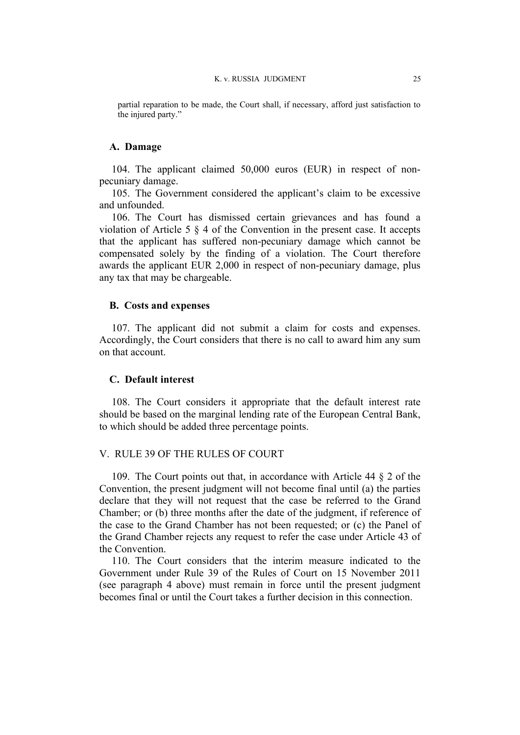partial reparation to be made, the Court shall, if necessary, afford just satisfaction to the injured party."

### A. Damage

104. The applicant claimed 50,000 euros (EUR) in respect of non-pecuniary damage.

105. The Government considered the applicant's claim to be excessive and unfounded.

106. The Court has dismissed certain grievances and has found a violation of Article 5 § 4 of the Convention in the present case. It accepts that the applicant has suffered non-pecuniary damage which cannot be compensated solely by the finding of a violation. The Court therefore awards the applicant EUR 2,000 in respect of non-pecuniary damage, plus any tax that may be chargeable.

### B. Costs and expenses

107. The applicant did not submit a claim for costs and expenses. Accordingly, the Court considers that there is no call to award him any sum on that account.

### C. Default interest

108. The Court considers it appropriate that the default interest rate should be based on the marginal lending rate of the European Central Bank, to which should be added three percentage points.

## V. RULE 39 OF THE RULES OF COURT

109. The Court points out that, in accordance with Article 44 § 2 of the Convention, the present judgment will not become final until (a) the parties declare that they will not request that the case be referred to the Grand Chamber; or (b) three months after the date of the judgment, if reference of the case to the Grand Chamber has not been requested; or (c) the Panel of the Grand Chamber rejects any request to refer the case under Article 43 of the Convention.

110. The Court considers that the interim measure indicated to the Government under Rule 39 of the Rules of Court on 15 November 2011 (see paragraph 4 above) must remain in force until the present judgment becomes final or until the Court takes a further decision in this connection.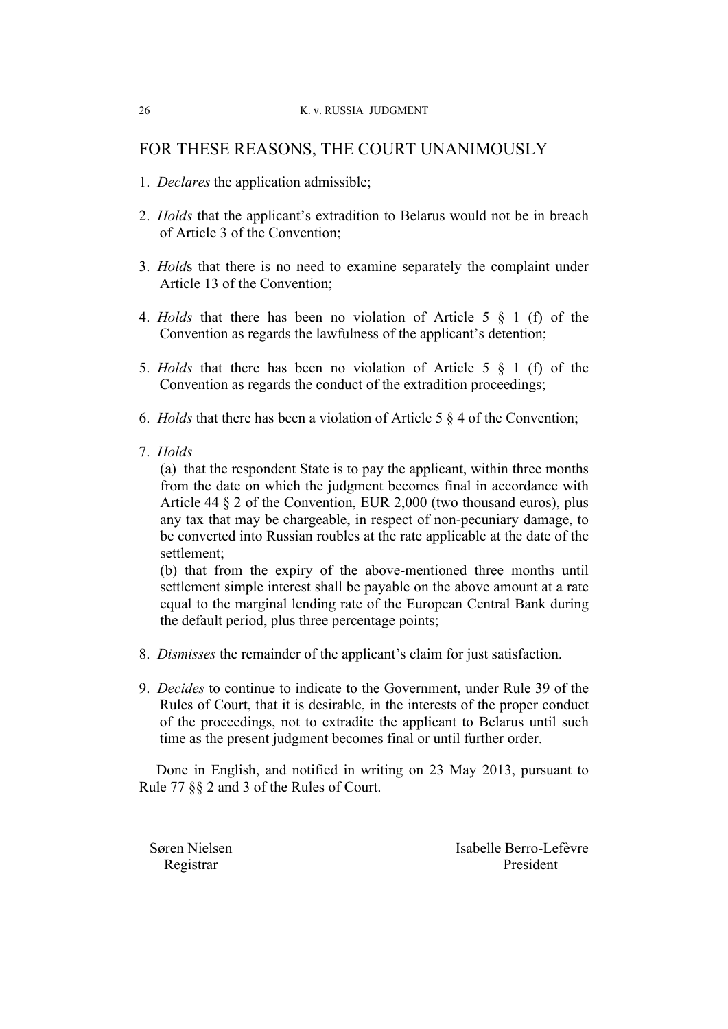## FOR THESE REASONS, THE COURT UNANIMOUSLY

1. *Declares* the application admissible;

2. *Holds* that the applicant's extradition to Belarus would not be in breach of Article 3 of the Convention;

3. *Hold*s that there is no need to examine separately the complaint under Article 13 of the Convention;

4. *Holds* that there has been no violation of Article 5 § 1 (f) of the Convention as regards the lawfulness of the applicant's detention;

5. *Holds* that there has been no violation of Article 5 § 1 (f) of the Convention as regards the conduct of the extradition proceedings;

6. *Holds* that there has been a violation of Article 5 § 4 of the Convention;

7. *Holds*

   (a) that the respondent State is to pay the applicant, within three months from the date on which the judgment becomes final in accordance with Article 44 § 2 of the Convention, EUR 2,000 (two thousand euros), plus any tax that may be chargeable, in respect of non-pecuniary damage, to be converted into Russian roubles at the rate applicable at the date of the settlement;

   (b) that from the expiry of the above-mentioned three months until settlement simple interest shall be payable on the above amount at a rate equal to the marginal lending rate of the European Central Bank during the default period, plus three percentage points;

8. *Dismisses* the remainder of the applicant's claim for just satisfaction.

9. *Decides* to continue to indicate to the Government, under Rule 39 of the Rules of Court, that it is desirable, in the interests of the proper conduct of the proceedings, not to extradite the applicant to Belarus until such time as the present judgment becomes final or until further order.

Done in English, and notified in writing on 23 May 2013, pursuant to Rule 77 §§ 2 and 3 of the Rules of Court.

Søren Nielsen
Registrar

Isabelle Berro-Lefèvre
President